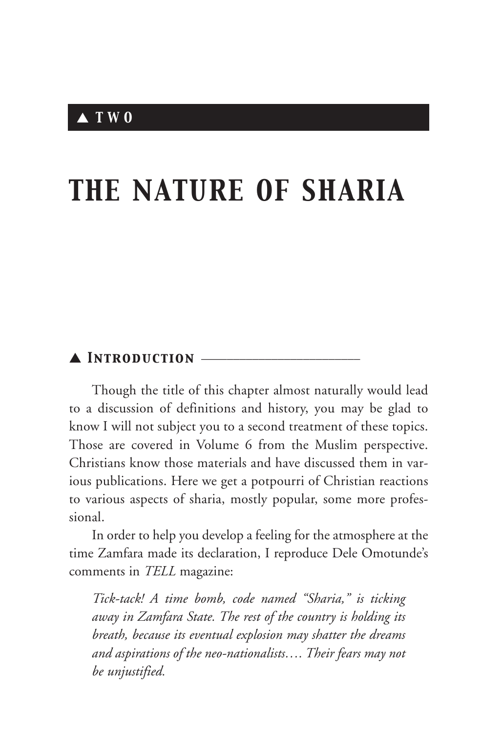# ▲ TWO

# THE NATURE OF SHARIA

## ▲ Introduction

Though the title of this chapter almost naturally would lead to a discussion of definitions and history, you may be glad to know I will not subject you to a second treatment of these topics. Those are covered in Volume 6 from the Muslim perspective. Christians know those materials and have discussed them in various publications. Here we get a potpourri of Christian reactions to various aspects of sharia, mostly popular, some more professional.

In order to help you develop a feeling for the atmosphere at the time Zamfara made its declaration, I reproduce Dele Omotunde's comments in *TELL* magazine:

> *Tick-tack! A time bomb, code named "Sharia," is ticking away in Zamfara State. The rest of the country is holding its breath, because its eventual explosion may shatter the dreams and aspirations of the neo-nationalists.... Their fears may not be unjustified.*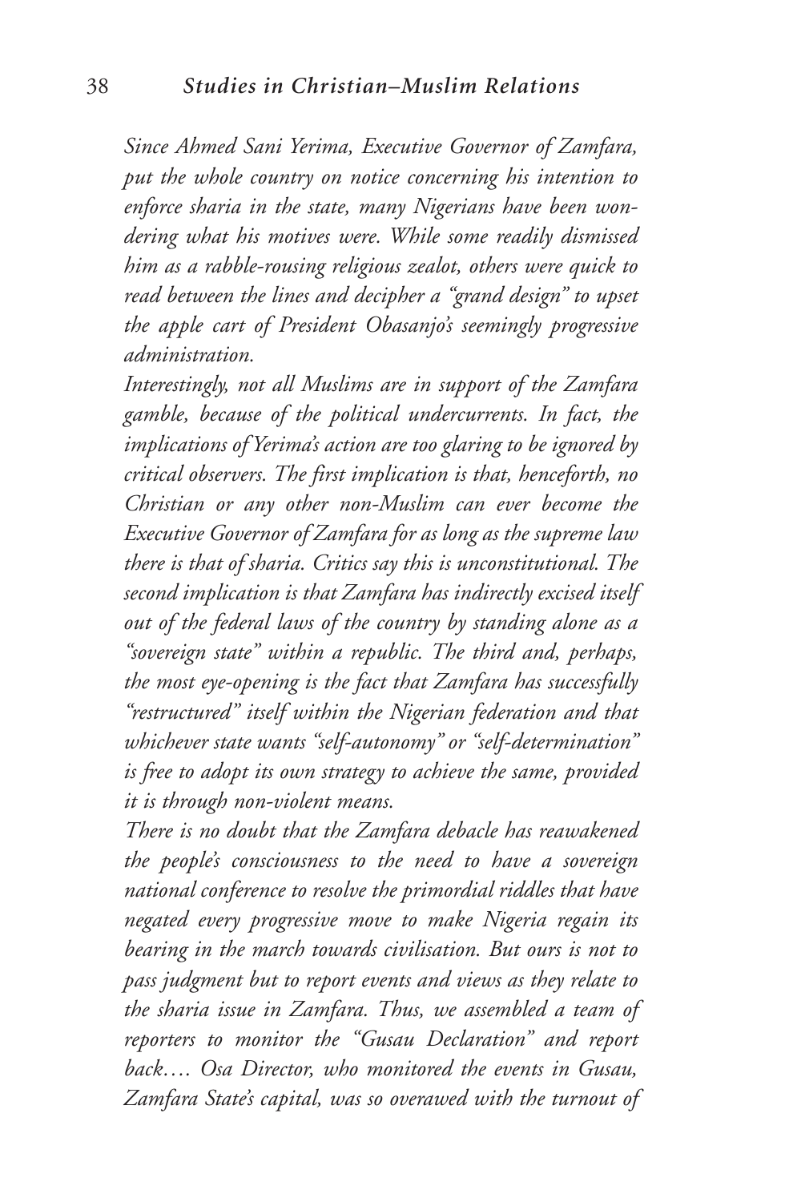*Since Ahmed Sani Yerima, Executive Governor of Zamfara, put the whole country on notice concerning his intention to enforce sharia in the state, many Nigerians have been wondering what his motives were. While some readily dismissed him as a rabble-rousing religious zealot, others were quick to read between the lines and decipher a "grand design" to upset the apple cart of President Obasanjo's seemingly progressive administration.*

*Interestingly, not all Muslims are in support of the Zamfara gamble, because of the political undercurrents. In fact, the implications of Yerima's action are too glaring to be ignored by critical observers. The first implication is that, henceforth, no Christian or any other non-Muslim can ever become the Executive Governor of Zamfara for as long as the supreme law there is that of sharia. Critics say this is unconstitutional. The second implication is that Zamfara has indirectly excised itself out of the federal laws of the country by standing alone as a "sovereign state" within a republic. The third and, perhaps, the most eye-opening is the fact that Zamfara has successfully "restructured" itself within the Nigerian federation and that whichever state wants "self-autonomy" or "self-determination" is free to adopt its own strategy to achieve the same, provided it is through non-violent means.*

*There is no doubt that the Zamfara debacle has reawakened the people's consciousness to the need to have a sovereign national conference to resolve the primordial riddles that have negated every progressive move to make Nigeria regain its bearing in the march towards civilisation. But ours is not to pass judgment but to report events and views as they relate to the sharia issue in Zamfara. Thus, we assembled a team of reporters to monitor the "Gusau Declaration" and report back…. Osa Director, who monitored the events in Gusau, Zamfara State's capital, was so overawed with the turnout of*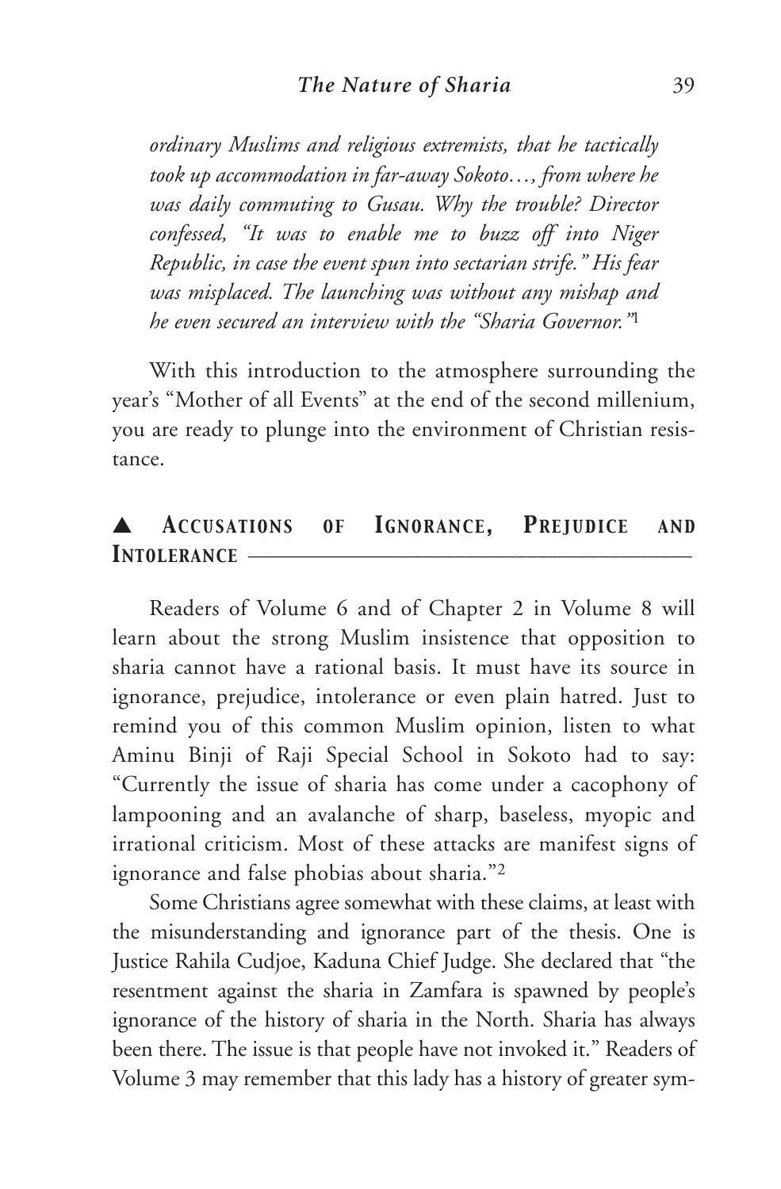*ordinary Muslims and religious extremists, that he tactically took up accommodation in far-away Sokoto…, from where he was daily commuting to Gusau. Why the trouble? Director confessed, "It was to enable me to buzz off into Niger Republic, in case the event spun into sectarian strife." His fear was misplaced. The launching was without any mishap and he even secured an interview with the "Sharia Governor."*[1]

With this introduction to the atmosphere surrounding the year's "Mother of all Events" at the end of the second millenium, you are ready to plunge into the environment of Christian resistance.

## ▲ Accusations of Ignorance, Prejudice and Intolerance

Readers of Volume 6 and of Chapter 2 in Volume 8 will learn about the strong Muslim insistence that opposition to sharia cannot have a rational basis. It must have its source in ignorance, prejudice, intolerance or even plain hatred. Just to remind you of this common Muslim opinion, listen to what Aminu Binji of Raji Special School in Sokoto had to say: "Currently the issue of sharia has come under a cacophony of lampooning and an avalanche of sharp, baseless, myopic and irrational criticism. Most of these attacks are manifest signs of ignorance and false phobias about sharia."[2]

Some Christians agree somewhat with these claims, at least with the misunderstanding and ignorance part of the thesis. One is Justice Rahila Cudjoe, Kaduna Chief Judge. She declared that "the resentment against the sharia in Zamfara is spawned by people's ignorance of the history of sharia in the North. Sharia has always been there. The issue is that people have not invoked it." Readers of Volume 3 may remember that this lady has a history of greater sym-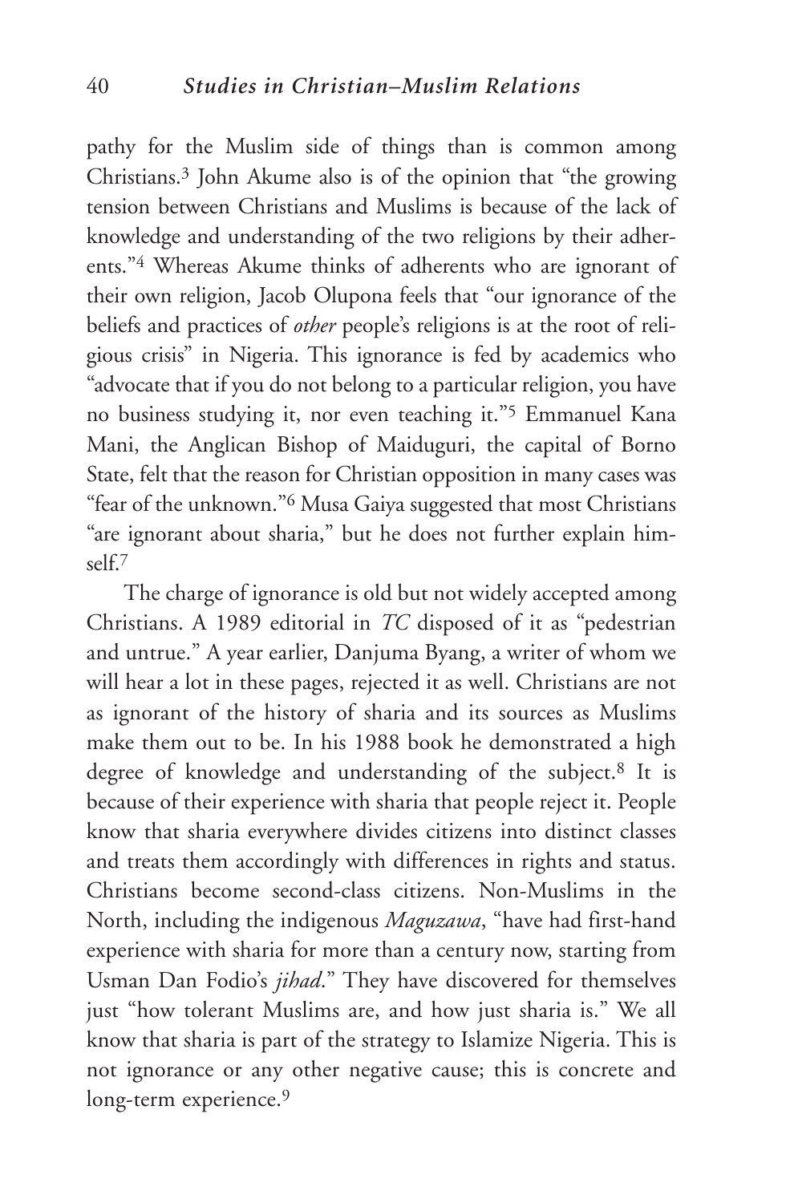pathy for the Muslim side of things than is common among Christians.[3] John Akume also is of the opinion that "the growing tension between Christians and Muslims is because of the lack of knowledge and understanding of the two religions by their adherents."[4] Whereas Akume thinks of adherents who are ignorant of their own religion, Jacob Olupona feels that "our ignorance of the beliefs and practices of *other* people's religions is at the root of religious crisis" in Nigeria. This ignorance is fed by academics who "advocate that if you do not belong to a particular religion, you have no business studying it, nor even teaching it."[5] Emmanuel Kana Mani, the Anglican Bishop of Maiduguri, the capital of Borno State, felt that the reason for Christian opposition in many cases was "fear of the unknown."[6] Musa Gaiya suggested that most Christians "are ignorant about sharia," but he does not further explain himself.[7]

The charge of ignorance is old but not widely accepted among Christians. A 1989 editorial in *TC* disposed of it as "pedestrian and untrue." A year earlier, Danjuma Byang, a writer of whom we will hear a lot in these pages, rejected it as well. Christians are not as ignorant of the history of sharia and its sources as Muslims make them out to be. In his 1988 book he demonstrated a high degree of knowledge and understanding of the subject.[8] It is because of their experience with sharia that people reject it. People know that sharia everywhere divides citizens into distinct classes and treats them accordingly with differences in rights and status. Christians become second-class citizens. Non-Muslims in the North, including the indigenous *Maguzawa*, "have had first-hand experience with sharia for more than a century now, starting from Usman Dan Fodio's *jihad*." They have discovered for themselves just "how tolerant Muslims are, and how just sharia is." We all know that sharia is part of the strategy to Islamize Nigeria. This is not ignorance or any other negative cause; this is concrete and long-term experience.[9]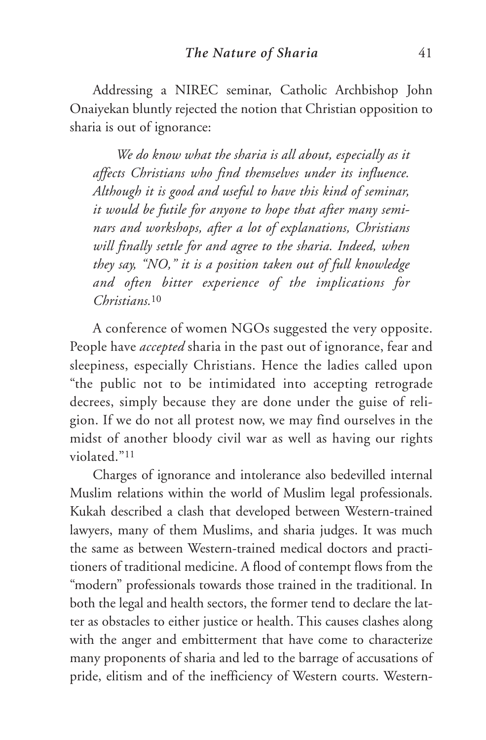Addressing a NIREC seminar, Catholic Archbishop John Onaiyekan bluntly rejected the notion that Christian opposition to sharia is out of ignorance:

> *We do know what the sharia is all about, especially as it affects Christians who find themselves under its influence. Although it is good and useful to have this kind of seminar, it would be futile for anyone to hope that after many seminars and workshops, after a lot of explanations, Christians will finally settle for and agree to the sharia. Indeed, when they say, "NO," it is a position taken out of full knowledge and often bitter experience of the implications for Christians.*[10]

A conference of women NGOs suggested the very opposite. People have *accepted* sharia in the past out of ignorance, fear and sleepiness, especially Christians. Hence the ladies called upon "the public not to be intimidated into accepting retrograde decrees, simply because they are done under the guise of religion. If we do not all protest now, we may find ourselves in the midst of another bloody civil war as well as having our rights violated."[11]

Charges of ignorance and intolerance also bedevilled internal Muslim relations within the world of Muslim legal professionals. Kukah described a clash that developed between Western-trained lawyers, many of them Muslims, and sharia judges. It was much the same as between Western-trained medical doctors and practitioners of traditional medicine. A flood of contempt flows from the "modern" professionals towards those trained in the traditional. In both the legal and health sectors, the former tend to declare the latter as obstacles to either justice or health. This causes clashes along with the anger and embitterment that have come to characterize many proponents of sharia and led to the barrage of accusations of pride, elitism and of the inefficiency of Western courts. Western-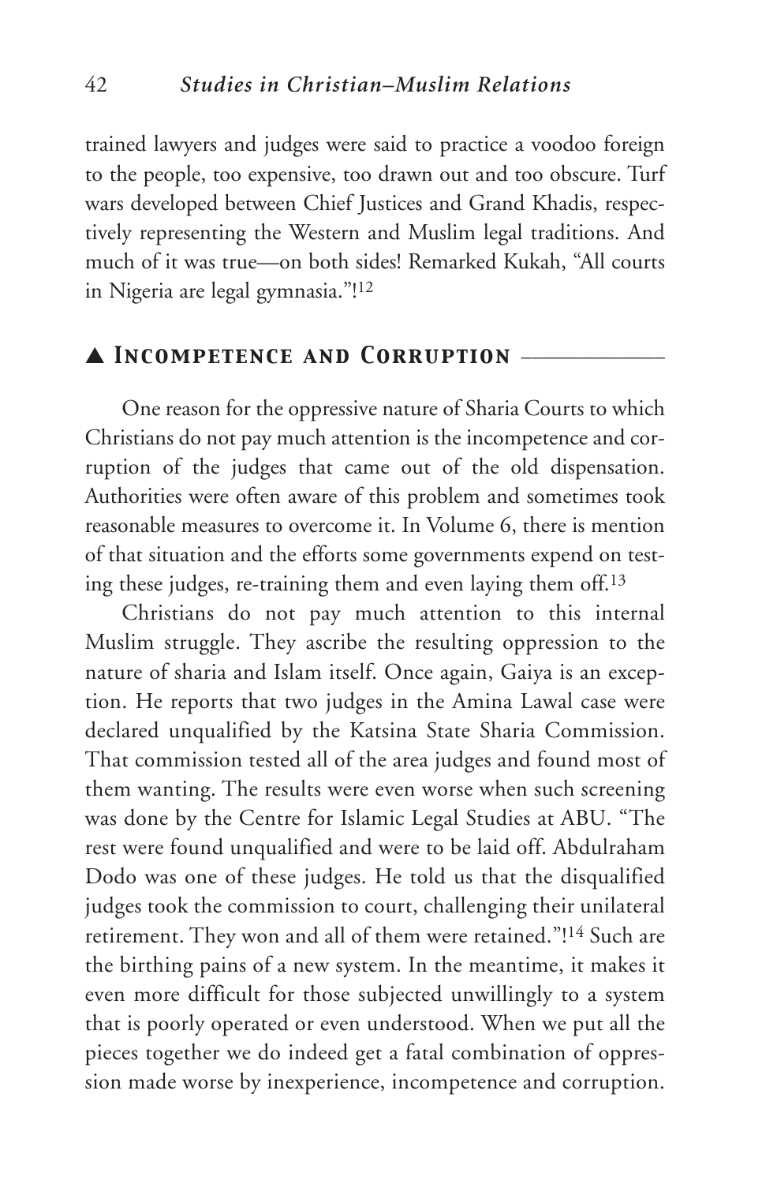trained lawyers and judges were said to practice a voodoo foreign to the people, too expensive, too drawn out and too obscure. Turf wars developed between Chief Justices and Grand Khadis, respectively representing the Western and Muslim legal traditions. And much of it was true—on both sides! Remarked Kukah, "All courts in Nigeria are legal gymnasia."![12]

## ▲ Incompetence and Corruption

One reason for the oppressive nature of Sharia Courts to which Christians do not pay much attention is the incompetence and corruption of the judges that came out of the old dispensation. Authorities were often aware of this problem and sometimes took reasonable measures to overcome it. In Volume 6, there is mention of that situation and the efforts some governments expend on testing these judges, re-training them and even laying them off.[13]

Christians do not pay much attention to this internal Muslim struggle. They ascribe the resulting oppression to the nature of sharia and Islam itself. Once again, Gaiya is an exception. He reports that two judges in the Amina Lawal case were declared unqualified by the Katsina State Sharia Commission. That commission tested all of the area judges and found most of them wanting. The results were even worse when such screening was done by the Centre for Islamic Legal Studies at ABU. "The rest were found unqualified and were to be laid off. Abdulraham Dodo was one of these judges. He told us that the disqualified judges took the commission to court, challenging their unilateral retirement. They won and all of them were retained."![14] Such are the birthing pains of a new system. In the meantime, it makes it even more difficult for those subjected unwillingly to a system that is poorly operated or even understood. When we put all the pieces together we do indeed get a fatal combination of oppression made worse by inexperience, incompetence and corruption.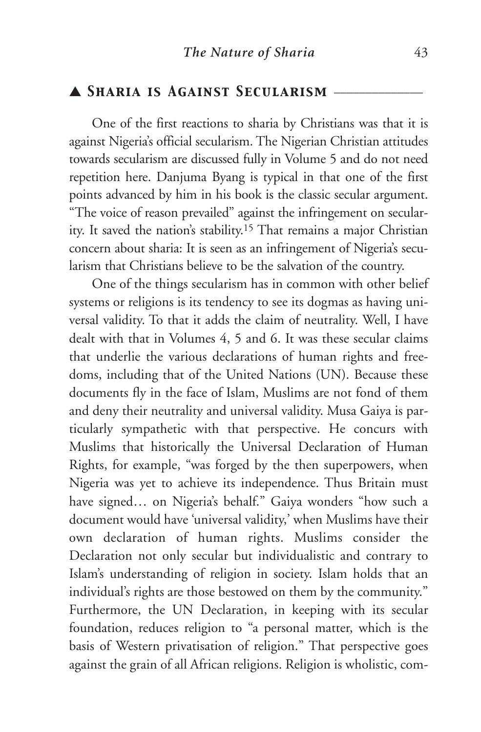## ▲ Sharia is Against Secularism

One of the first reactions to sharia by Christians was that it is against Nigeria's official secularism. The Nigerian Christian attitudes towards secularism are discussed fully in Volume 5 and do not need repetition here. Danjuma Byang is typical in that one of the first points advanced by him in his book is the classic secular argument. "The voice of reason prevailed" against the infringement on secularity. It saved the nation's stability.[15] That remains a major Christian concern about sharia: It is seen as an infringement of Nigeria's secularism that Christians believe to be the salvation of the country.

One of the things secularism has in common with other belief systems or religions is its tendency to see its dogmas as having universal validity. To that it adds the claim of neutrality. Well, I have dealt with that in Volumes 4, 5 and 6. It was these secular claims that underlie the various declarations of human rights and freedoms, including that of the United Nations (UN). Because these documents fly in the face of Islam, Muslims are not fond of them and deny their neutrality and universal validity. Musa Gaiya is particularly sympathetic with that perspective. He concurs with Muslims that historically the Universal Declaration of Human Rights, for example, "was forged by the then superpowers, when Nigeria was yet to achieve its independence. Thus Britain must have signed… on Nigeria's behalf." Gaiya wonders "how such a document would have 'universal validity,' when Muslims have their own declaration of human rights. Muslims consider the Declaration not only secular but individualistic and contrary to Islam's understanding of religion in society. Islam holds that an individual's rights are those bestowed on them by the community." Furthermore, the UN Declaration, in keeping with its secular foundation, reduces religion to "a personal matter, which is the basis of Western privatisation of religion." That perspective goes against the grain of all African religions. Religion is wholistic, com-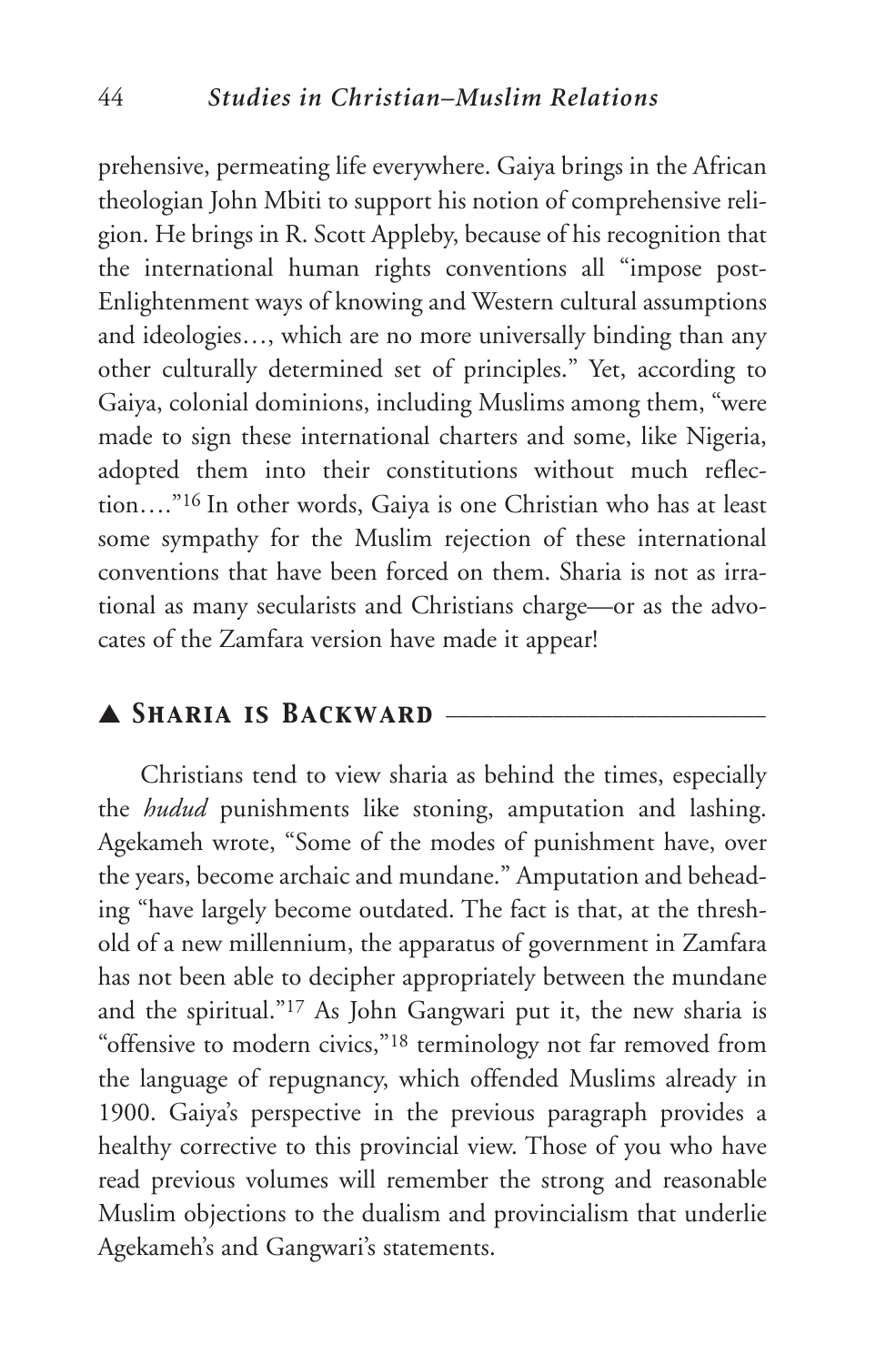prehensive, permeating life everywhere. Gaiya brings in the African theologian John Mbiti to support his notion of comprehensive religion. He brings in R. Scott Appleby, because of his recognition that the international human rights conventions all "impose post-Enlightenment ways of knowing and Western cultural assumptions and ideologies…, which are no more universally binding than any other culturally determined set of principles." Yet, according to Gaiya, colonial dominions, including Muslims among them, "were made to sign these international charters and some, like Nigeria, adopted them into their constitutions without much reflection…."[16] In other words, Gaiya is one Christian who has at least some sympathy for the Muslim rejection of these international conventions that have been forced on them. Sharia is not as irrational as many secularists and Christians charge—or as the advocates of the Zamfara version have made it appear!

## ▲ *Sharia is Backward*

Christians tend to view sharia as behind the times, especially the *hudud* punishments like stoning, amputation and lashing. Agekameh wrote, "Some of the modes of punishment have, over the years, become archaic and mundane." Amputation and beheading "have largely become outdated. The fact is that, at the threshold of a new millennium, the apparatus of government in Zamfara has not been able to decipher appropriately between the mundane and the spiritual."[17] As John Gangwari put it, the new sharia is "offensive to modern civics,"[18] terminology not far removed from the language of repugnancy, which offended Muslims already in 1900. Gaiya's perspective in the previous paragraph provides a healthy corrective to this provincial view. Those of you who have read previous volumes will remember the strong and reasonable Muslim objections to the dualism and provincialism that underlie Agekameh's and Gangwari's statements.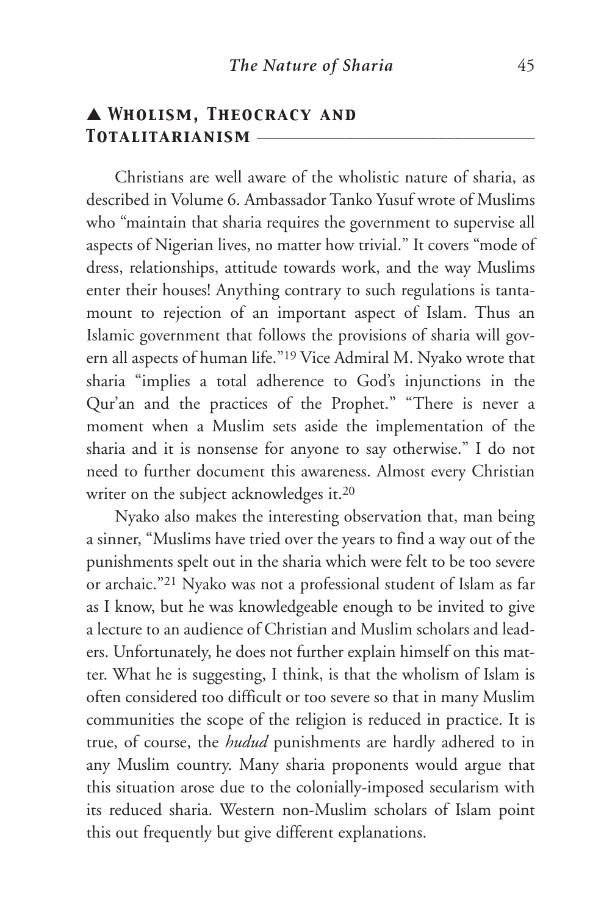## ▲ Wholism, Theocracy and Totalitarianism

Christians are well aware of the wholistic nature of sharia, as described in Volume 6. Ambassador Tanko Yusuf wrote of Muslims who "maintain that sharia requires the government to supervise all aspects of Nigerian lives, no matter how trivial." It covers "mode of dress, relationships, attitude towards work, and the way Muslims enter their houses! Anything contrary to such regulations is tantamount to rejection of an important aspect of Islam. Thus an Islamic government that follows the provisions of sharia will govern all aspects of human life."[19] Vice Admiral M. Nyako wrote that sharia "implies a total adherence to God's injunctions in the Qur'an and the practices of the Prophet." "There is never a moment when a Muslim sets aside the implementation of the sharia and it is nonsense for anyone to say otherwise." I do not need to further document this awareness. Almost every Christian writer on the subject acknowledges it.[20]

Nyako also makes the interesting observation that, man being a sinner, "Muslims have tried over the years to find a way out of the punishments spelt out in the sharia which were felt to be too severe or archaic."[21] Nyako was not a professional student of Islam as far as I know, but he was knowledgeable enough to be invited to give a lecture to an audience of Christian and Muslim scholars and leaders. Unfortunately, he does not further explain himself on this matter. What he is suggesting, I think, is that the wholism of Islam is often considered too difficult or too severe so that in many Muslim communities the scope of the religion is reduced in practice. It is true, of course, the *hudud* punishments are hardly adhered to in any Muslim country. Many sharia proponents would argue that this situation arose due to the colonially-imposed secularism with its reduced sharia. Western non-Muslim scholars of Islam point this out frequently but give different explanations.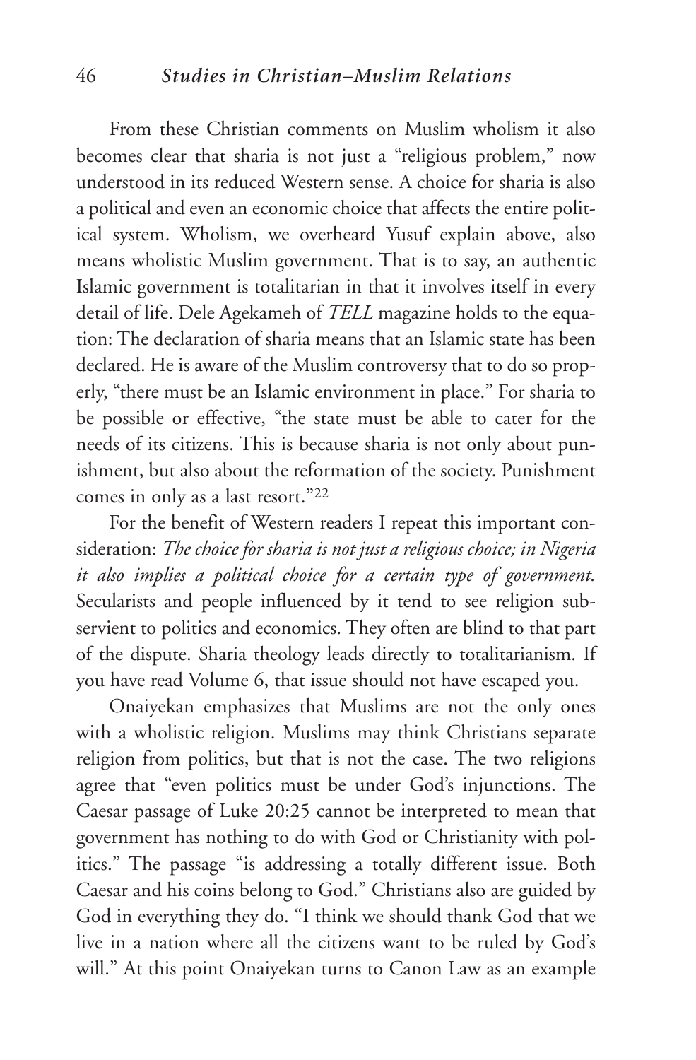From these Christian comments on Muslim wholism it also becomes clear that sharia is not just a "religious problem," now understood in its reduced Western sense. A choice for sharia is also a political and even an economic choice that affects the entire political system. Wholism, we overheard Yusuf explain above, also means wholistic Muslim government. That is to say, an authentic Islamic government is totalitarian in that it involves itself in every detail of life. Dele Agekameh of *TELL* magazine holds to the equation: The declaration of sharia means that an Islamic state has been declared. He is aware of the Muslim controversy that to do so properly, "there must be an Islamic environment in place." For sharia to be possible or effective, "the state must be able to cater for the needs of its citizens. This is because sharia is not only about punishment, but also about the reformation of the society. Punishment comes in only as a last resort."[22]

For the benefit of Western readers I repeat this important consideration: *The choice for sharia is not just a religious choice; in Nigeria it also implies a political choice for a certain type of government.* Secularists and people influenced by it tend to see religion subservient to politics and economics. They often are blind to that part of the dispute. Sharia theology leads directly to totalitarianism. If you have read Volume 6, that issue should not have escaped you.

Onaiyekan emphasizes that Muslims are not the only ones with a wholistic religion. Muslims may think Christians separate religion from politics, but that is not the case. The two religions agree that "even politics must be under God's injunctions. The Caesar passage of Luke 20:25 cannot be interpreted to mean that government has nothing to do with God or Christianity with politics." The passage "is addressing a totally different issue. Both Caesar and his coins belong to God." Christians also are guided by God in everything they do. "I think we should thank God that we live in a nation where all the citizens want to be ruled by God's will." At this point Onaiyekan turns to Canon Law as an example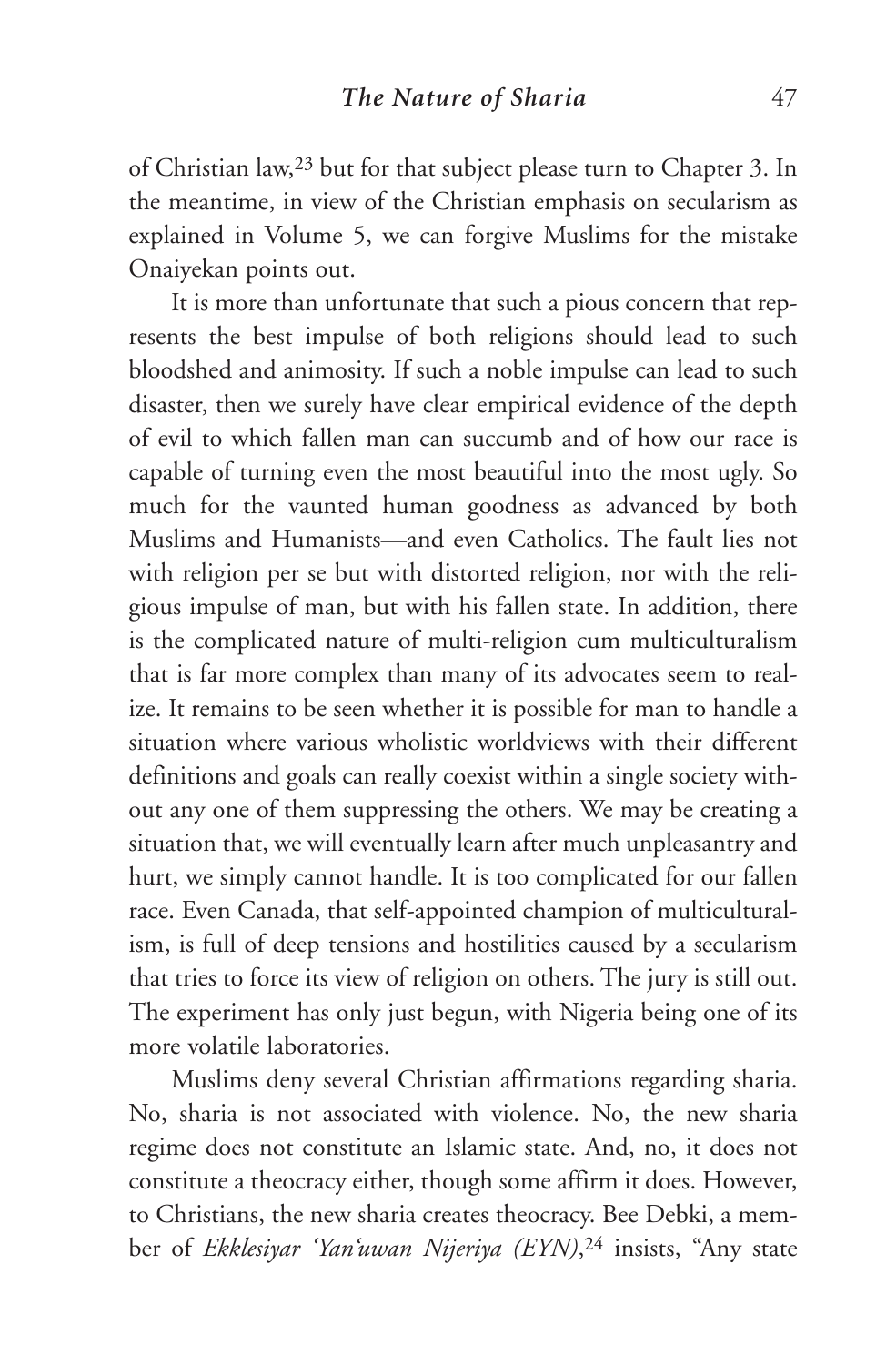of Christian law,[23] but for that subject please turn to Chapter 3. In the meantime, in view of the Christian emphasis on secularism as explained in Volume 5, we can forgive Muslims for the mistake Onaiyekan points out.

It is more than unfortunate that such a pious concern that represents the best impulse of both religions should lead to such bloodshed and animosity. If such a noble impulse can lead to such disaster, then we surely have clear empirical evidence of the depth of evil to which fallen man can succumb and of how our race is capable of turning even the most beautiful into the most ugly. So much for the vaunted human goodness as advanced by both Muslims and Humanists—and even Catholics. The fault lies not with religion per se but with distorted religion, nor with the religious impulse of man, but with his fallen state. In addition, there is the complicated nature of multi-religion cum multiculturalism that is far more complex than many of its advocates seem to realize. It remains to be seen whether it is possible for man to handle a situation where various wholistic worldviews with their different definitions and goals can really coexist within a single society without any one of them suppressing the others. We may be creating a situation that, we will eventually learn after much unpleasantry and hurt, we simply cannot handle. It is too complicated for our fallen race. Even Canada, that self-appointed champion of multiculturalism, is full of deep tensions and hostilities caused by a secularism that tries to force its view of religion on others. The jury is still out. The experiment has only just begun, with Nigeria being one of its more volatile laboratories.

Muslims deny several Christian affirmations regarding sharia. No, sharia is not associated with violence. No, the new sharia regime does not constitute an Islamic state. And, no, it does not constitute a theocracy either, though some affirm it does. However, to Christians, the new sharia creates theocracy. Bee Debki, a member of *Ekklesiyar 'Yan'uwan Nijeriya (EYN)*,[24] insists, "Any state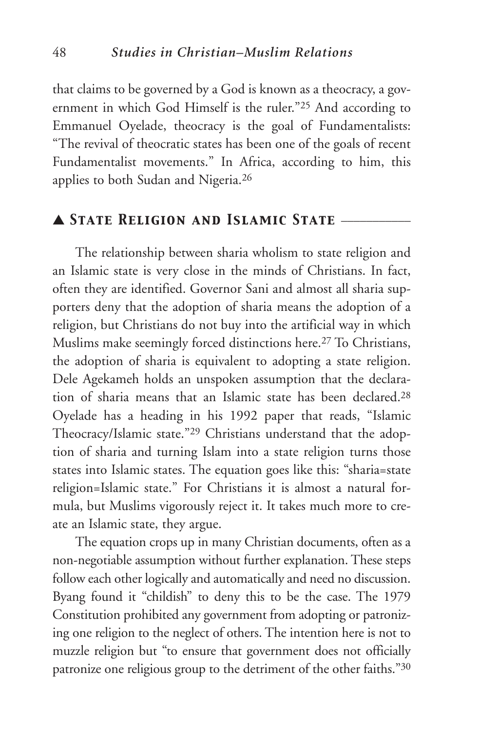that claims to be governed by a God is known as a theocracy, a government in which God Himself is the ruler."[25] And according to Emmanuel Oyelade, theocracy is the goal of Fundamentalists: "The revival of theocratic states has been one of the goals of recent Fundamentalist movements." In Africa, according to him, this applies to both Sudan and Nigeria.[26]

## ▲ State Religion and Islamic State

The relationship between sharia wholism to state religion and an Islamic state is very close in the minds of Christians. In fact, often they are identified. Governor Sani and almost all sharia supporters deny that the adoption of sharia means the adoption of a religion, but Christians do not buy into the artificial way in which Muslims make seemingly forced distinctions here.[27] To Christians, the adoption of sharia is equivalent to adopting a state religion. Dele Agekameh holds an unspoken assumption that the declaration of sharia means that an Islamic state has been declared.[28] Oyelade has a heading in his 1992 paper that reads, "Islamic Theocracy/Islamic state."[29] Christians understand that the adoption of sharia and turning Islam into a state religion turns those states into Islamic states. The equation goes like this: "sharia=state religion=Islamic state." For Christians it is almost a natural formula, but Muslims vigorously reject it. It takes much more to create an Islamic state, they argue.

The equation crops up in many Christian documents, often as a non-negotiable assumption without further explanation. These steps follow each other logically and automatically and need no discussion. Byang found it "childish" to deny this to be the case. The 1979 Constitution prohibited any government from adopting or patronizing one religion to the neglect of others. The intention here is not to muzzle religion but "to ensure that government does not officially patronize one religious group to the detriment of the other faiths."[30]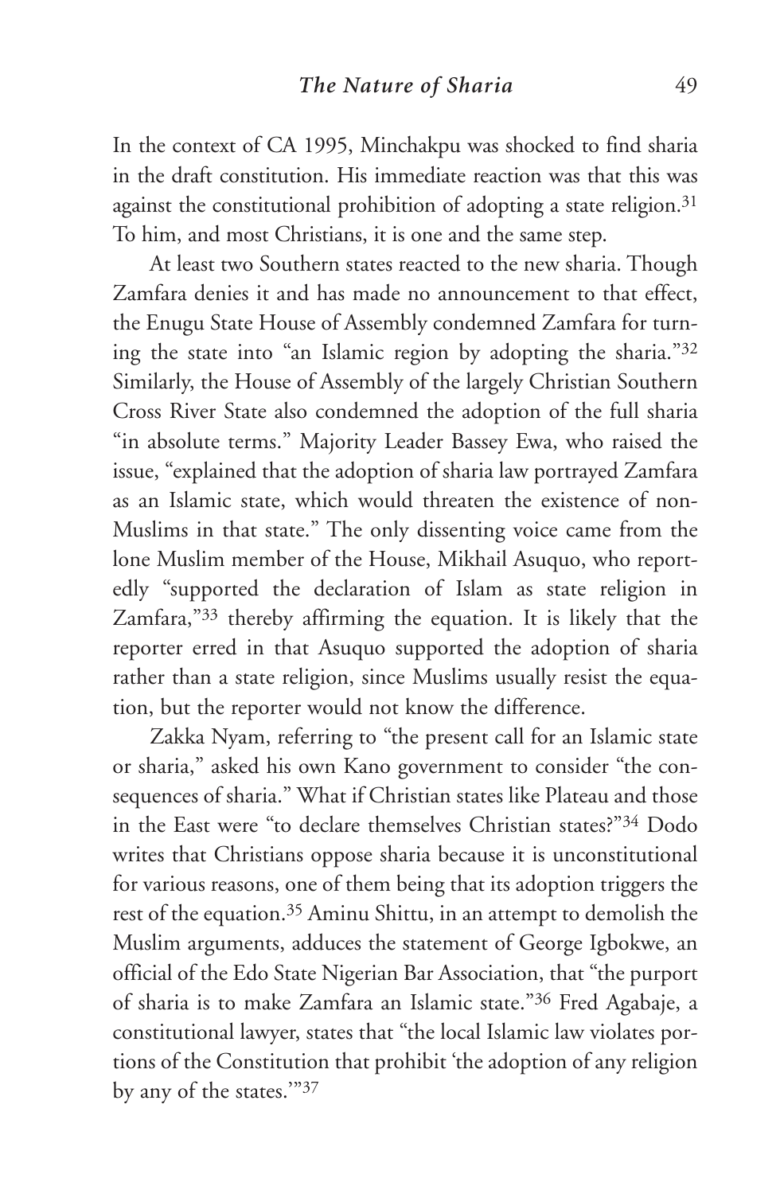In the context of CA 1995, Minchakpu was shocked to find sharia in the draft constitution. His immediate reaction was that this was against the constitutional prohibition of adopting a state religion.[31] To him, and most Christians, it is one and the same step.

At least two Southern states reacted to the new sharia. Though Zamfara denies it and has made no announcement to that effect, the Enugu State House of Assembly condemned Zamfara for turning the state into "an Islamic region by adopting the sharia."[32] Similarly, the House of Assembly of the largely Christian Southern Cross River State also condemned the adoption of the full sharia "in absolute terms." Majority Leader Bassey Ewa, who raised the issue, "explained that the adoption of sharia law portrayed Zamfara as an Islamic state, which would threaten the existence of non-Muslims in that state." The only dissenting voice came from the lone Muslim member of the House, Mikhail Asuquo, who reportedly "supported the declaration of Islam as state religion in Zamfara,"[33] thereby affirming the equation. It is likely that the reporter erred in that Asuquo supported the adoption of sharia rather than a state religion, since Muslims usually resist the equation, but the reporter would not know the difference.

Zakka Nyam, referring to "the present call for an Islamic state or sharia," asked his own Kano government to consider "the consequences of sharia." What if Christian states like Plateau and those in the East were "to declare themselves Christian states?"[34] Dodo writes that Christians oppose sharia because it is unconstitutional for various reasons, one of them being that its adoption triggers the rest of the equation.[35] Aminu Shittu, in an attempt to demolish the Muslim arguments, adduces the statement of George Igbokwe, an official of the Edo State Nigerian Bar Association, that "the purport of sharia is to make Zamfara an Islamic state."[36] Fred Agabaje, a constitutional lawyer, states that "the local Islamic law violates portions of the Constitution that prohibit 'the adoption of any religion by any of the states.'"[37]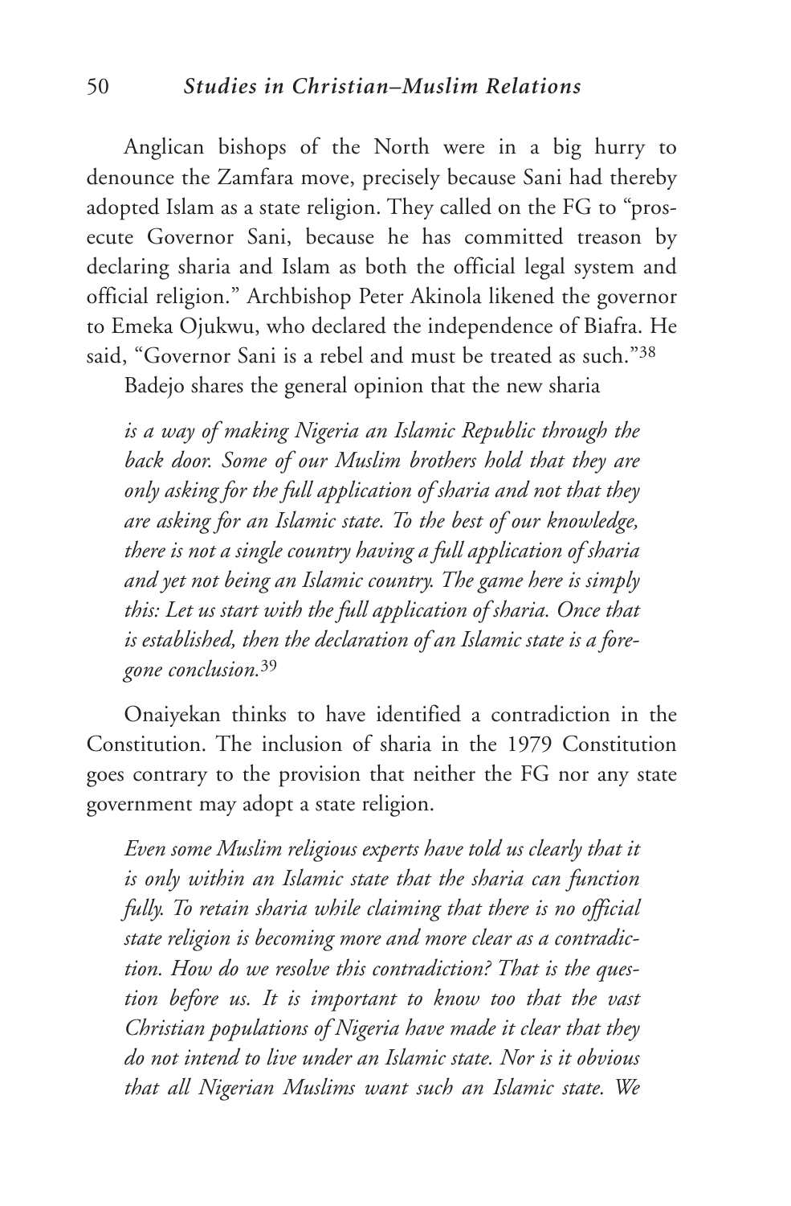Anglican bishops of the North were in a big hurry to denounce the Zamfara move, precisely because Sani had thereby adopted Islam as a state religion. They called on the FG to "prosecute Governor Sani, because he has committed treason by declaring sharia and Islam as both the official legal system and official religion." Archbishop Peter Akinola likened the governor to Emeka Ojukwu, who declared the independence of Biafra. He said, "Governor Sani is a rebel and must be treated as such."[38]

Badejo shares the general opinion that the new sharia

> *is a way of making Nigeria an Islamic Republic through the back door. Some of our Muslim brothers hold that they are only asking for the full application of sharia and not that they are asking for an Islamic state. To the best of our knowledge, there is not a single country having a full application of sharia and yet not being an Islamic country. The game here is simply this: Let us start with the full application of sharia. Once that is established, then the declaration of an Islamic state is a foregone conclusion.*[39]

Onaiyekan thinks to have identified a contradiction in the Constitution. The inclusion of sharia in the 1979 Constitution goes contrary to the provision that neither the FG nor any state government may adopt a state religion.

> *Even some Muslim religious experts have told us clearly that it is only within an Islamic state that the sharia can function fully. To retain sharia while claiming that there is no official state religion is becoming more and more clear as a contradiction. How do we resolve this contradiction? That is the question before us. It is important to know too that the vast Christian populations of Nigeria have made it clear that they do not intend to live under an Islamic state. Nor is it obvious that all Nigerian Muslims want such an Islamic state. We*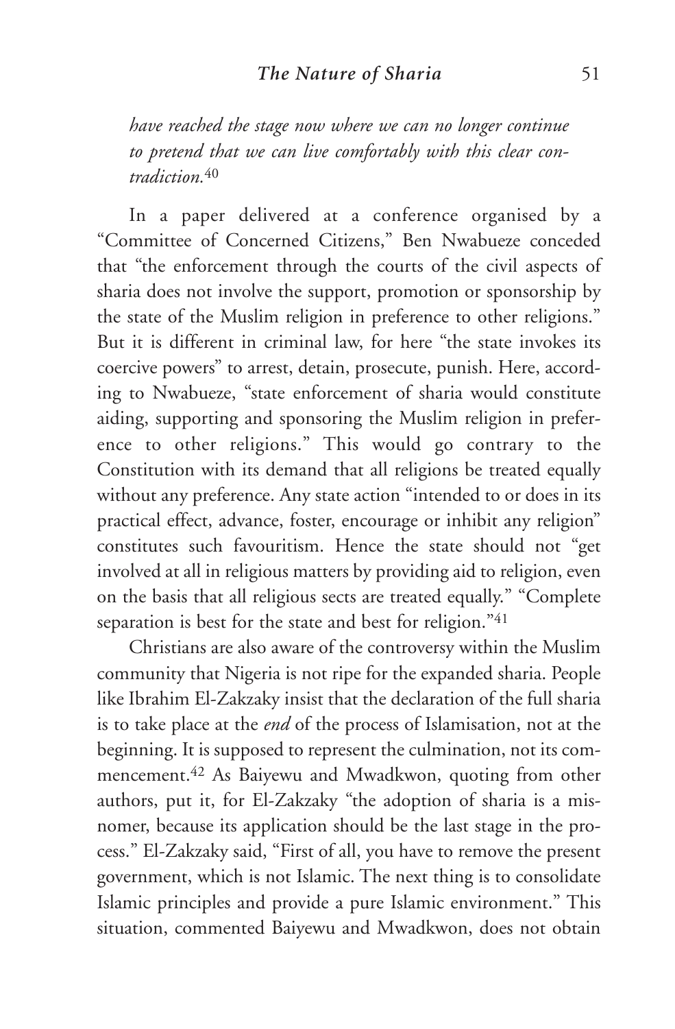*have reached the stage now where we can no longer continue to pretend that we can live comfortably with this clear contradiction.*[40]

In a paper delivered at a conference organised by a "Committee of Concerned Citizens," Ben Nwabueze conceded that "the enforcement through the courts of the civil aspects of sharia does not involve the support, promotion or sponsorship by the state of the Muslim religion in preference to other religions." But it is different in criminal law, for here "the state invokes its coercive powers" to arrest, detain, prosecute, punish. Here, according to Nwabueze, "state enforcement of sharia would constitute aiding, supporting and sponsoring the Muslim religion in preference to other religions." This would go contrary to the Constitution with its demand that all religions be treated equally without any preference. Any state action "intended to or does in its practical effect, advance, foster, encourage or inhibit any religion" constitutes such favouritism. Hence the state should not "get involved at all in religious matters by providing aid to religion, even on the basis that all religious sects are treated equally." "Complete separation is best for the state and best for religion."[41]

Christians are also aware of the controversy within the Muslim community that Nigeria is not ripe for the expanded sharia. People like Ibrahim El-Zakzaky insist that the declaration of the full sharia is to take place at the *end* of the process of Islamisation, not at the beginning. It is supposed to represent the culmination, not its commencement.[42] As Baiyewu and Mwadkwon, quoting from other authors, put it, for El-Zakzaky "the adoption of sharia is a misnomer, because its application should be the last stage in the process." El-Zakzaky said, "First of all, you have to remove the present government, which is not Islamic. The next thing is to consolidate Islamic principles and provide a pure Islamic environment." This situation, commented Baiyewu and Mwadkwon, does not obtain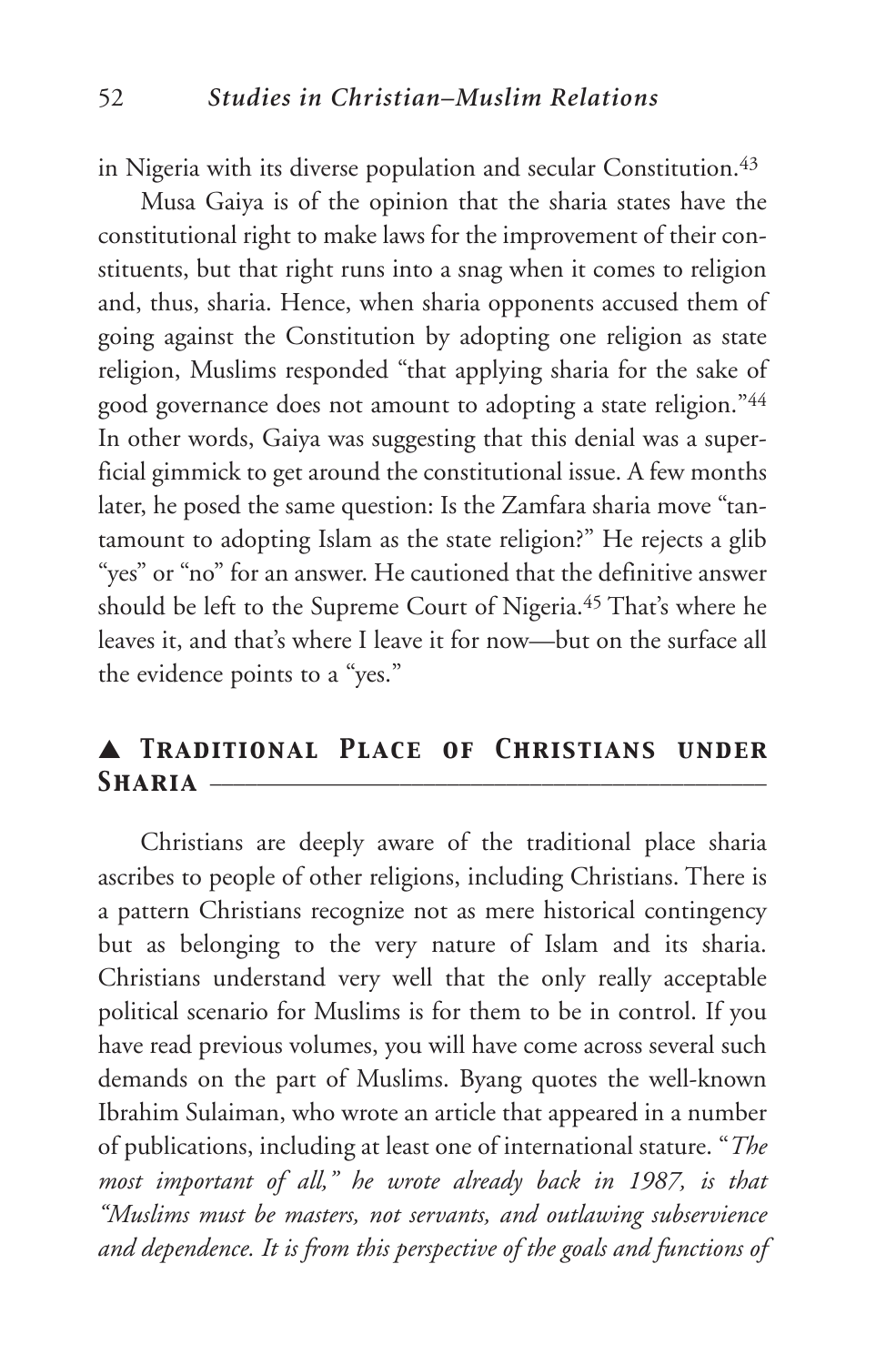in Nigeria with its diverse population and secular Constitution.[43]

Musa Gaiya is of the opinion that the sharia states have the constitutional right to make laws for the improvement of their constituents, but that right runs into a snag when it comes to religion and, thus, sharia. Hence, when sharia opponents accused them of going against the Constitution by adopting one religion as state religion, Muslims responded "that applying sharia for the sake of good governance does not amount to adopting a state religion."[44] In other words, Gaiya was suggesting that this denial was a superficial gimmick to get around the constitutional issue. A few months later, he posed the same question: Is the Zamfara sharia move "tantamount to adopting Islam as the state religion?" He rejects a glib "yes" or "no" for an answer. He cautioned that the definitive answer should be left to the Supreme Court of Nigeria.[45] That's where he leaves it, and that's where I leave it for now—but on the surface all the evidence points to a "yes."

## ▲ Traditional Place of Christians under Sharia

Christians are deeply aware of the traditional place sharia ascribes to people of other religions, including Christians. There is a pattern Christians recognize not as mere historical contingency but as belonging to the very nature of Islam and its sharia. Christians understand very well that the only really acceptable political scenario for Muslims is for them to be in control. If you have read previous volumes, you will have come across several such demands on the part of Muslims. Byang quotes the well-known Ibrahim Sulaiman, who wrote an article that appeared in a number of publications, including at least one of international stature. "*The most important of all," he wrote already back in 1987, is that "Muslims must be masters, not servants, and outlawing subservience and dependence. It is from this perspective of the goals and functions of*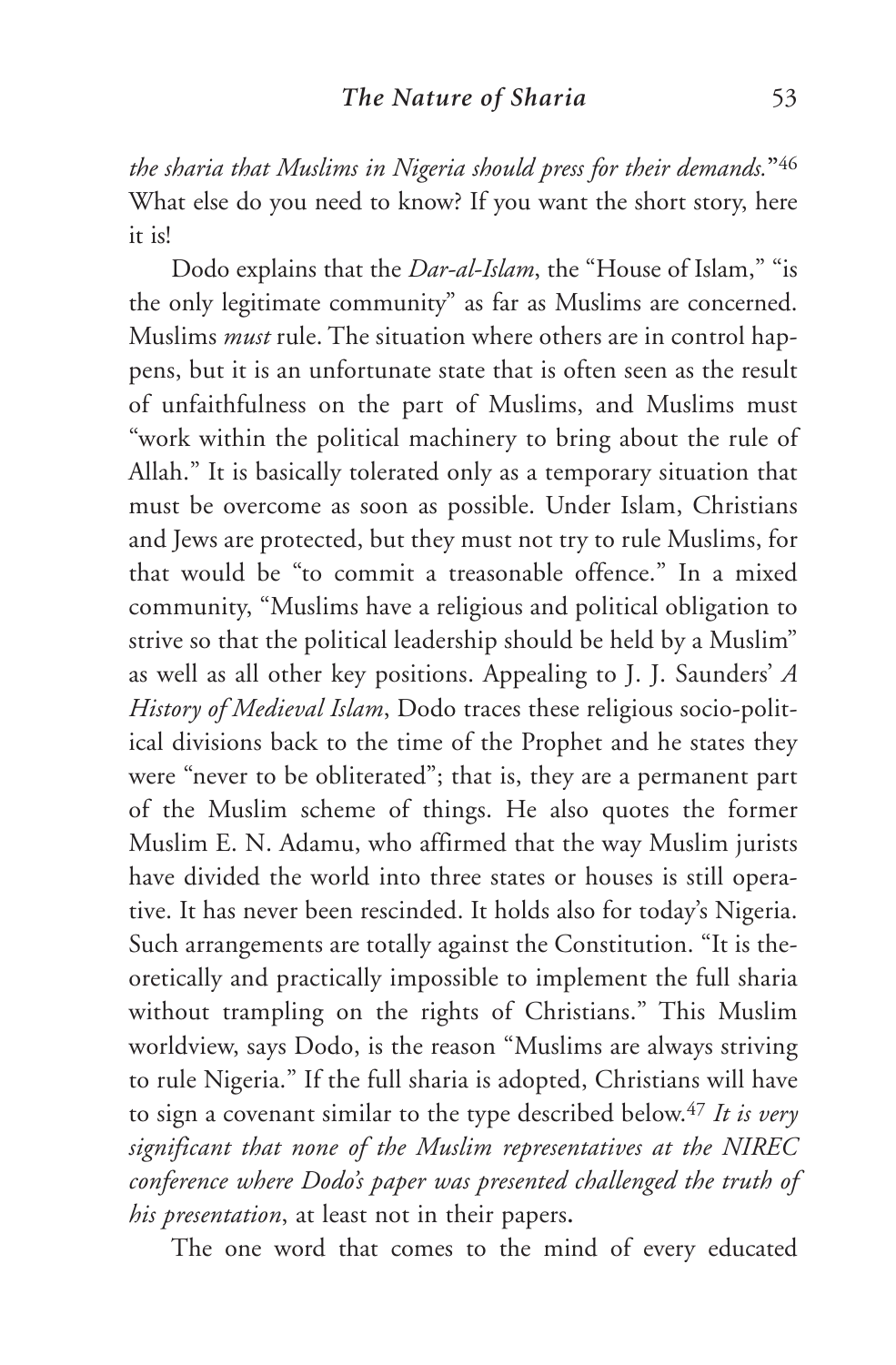*the sharia that Muslims in Nigeria should press for their demands.*"[46] What else do you need to know? If you want the short story, here it is!

Dodo explains that the *Dar-al-Islam*, the "House of Islam," "is the only legitimate community" as far as Muslims are concerned. Muslims *must* rule. The situation where others are in control happens, but it is an unfortunate state that is often seen as the result of unfaithfulness on the part of Muslims, and Muslims must "work within the political machinery to bring about the rule of Allah." It is basically tolerated only as a temporary situation that must be overcome as soon as possible. Under Islam, Christians and Jews are protected, but they must not try to rule Muslims, for that would be "to commit a treasonable offence." In a mixed community, "Muslims have a religious and political obligation to strive so that the political leadership should be held by a Muslim" as well as all other key positions. Appealing to J. J. Saunders' *A History of Medieval Islam*, Dodo traces these religious socio-political divisions back to the time of the Prophet and he states they were "never to be obliterated"; that is, they are a permanent part of the Muslim scheme of things. He also quotes the former Muslim E. N. Adamu, who affirmed that the way Muslim jurists have divided the world into three states or houses is still operative. It has never been rescinded. It holds also for today's Nigeria. Such arrangements are totally against the Constitution. "It is theoretically and practically impossible to implement the full sharia without trampling on the rights of Christians." This Muslim worldview, says Dodo, is the reason "Muslims are always striving to rule Nigeria." If the full sharia is adopted, Christians will have to sign a covenant similar to the type described below.[47] *It is very significant that none of the Muslim representatives at the NIREC conference where Dodo's paper was presented challenged the truth of his presentation*, at least not in their papers.

The one word that comes to the mind of every educated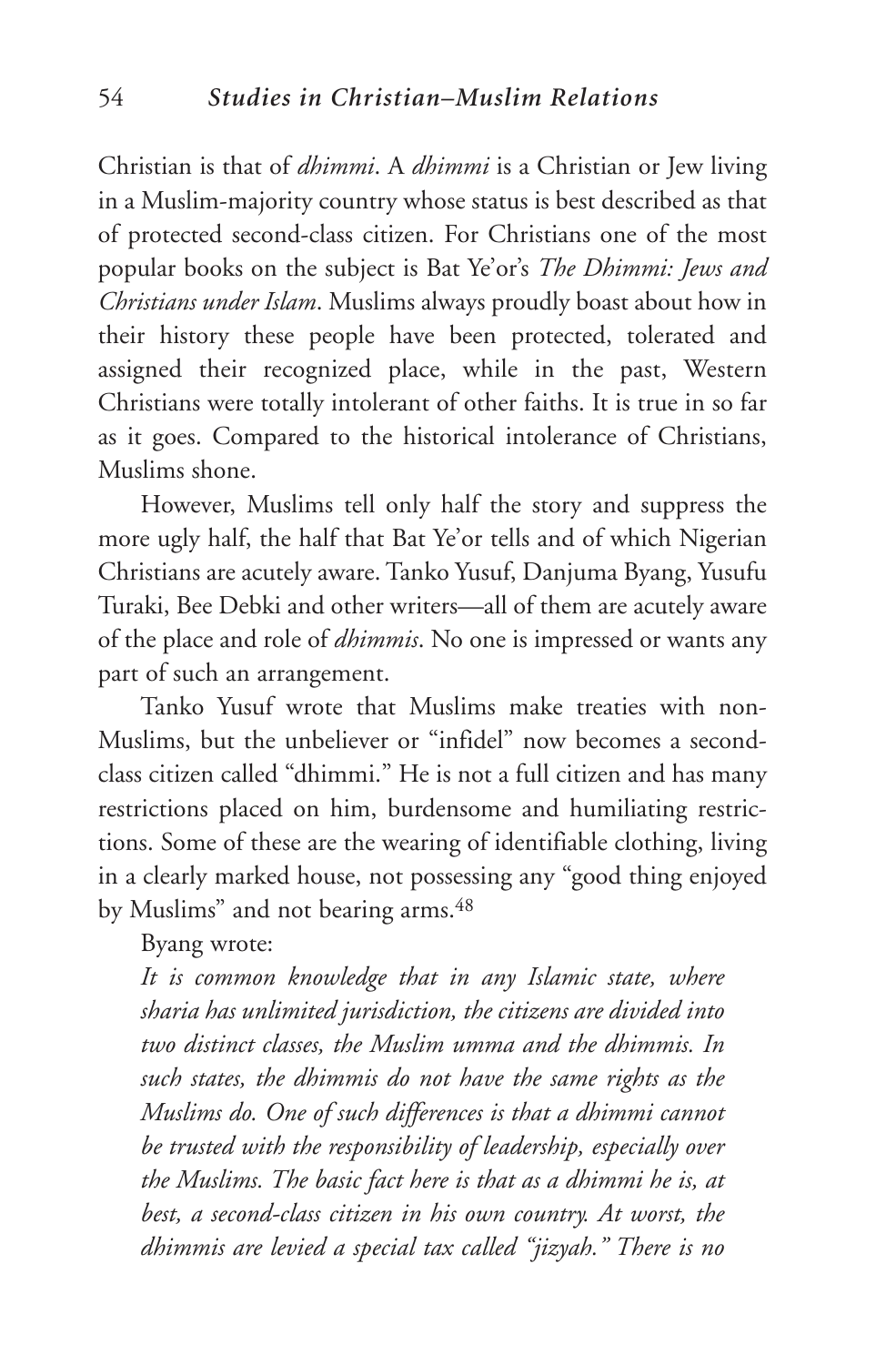Christian is that of *dhimmi*. A *dhimmi* is a Christian or Jew living in a Muslim-majority country whose status is best described as that of protected second-class citizen. For Christians one of the most popular books on the subject is Bat Ye'or's *The Dhimmi: Jews and Christians under Islam*. Muslims always proudly boast about how in their history these people have been protected, tolerated and assigned their recognized place, while in the past, Western Christians were totally intolerant of other faiths. It is true in so far as it goes. Compared to the historical intolerance of Christians, Muslims shone.

However, Muslims tell only half the story and suppress the more ugly half, the half that Bat Ye'or tells and of which Nigerian Christians are acutely aware. Tanko Yusuf, Danjuma Byang, Yusufu Turaki, Bee Debki and other writers—all of them are acutely aware of the place and role of *dhimmis*. No one is impressed or wants any part of such an arrangement.

Tanko Yusuf wrote that Muslims make treaties with non-Muslims, but the unbeliever or "infidel" now becomes a second-class citizen called "dhimmi." He is not a full citizen and has many restrictions placed on him, burdensome and humiliating restrictions. Some of these are the wearing of identifiable clothing, living in a clearly marked house, not possessing any "good thing enjoyed by Muslims" and not bearing arms.[48]

Byang wrote:

*It is common knowledge that in any Islamic state, where sharia has unlimited jurisdiction, the citizens are divided into two distinct classes, the Muslim umma and the dhimmis. In such states, the dhimmis do not have the same rights as the Muslims do. One of such differences is that a dhimmi cannot be trusted with the responsibility of leadership, especially over the Muslims. The basic fact here is that as a dhimmi he is, at best, a second-class citizen in his own country. At worst, the dhimmis are levied a special tax called "jizyah." There is no*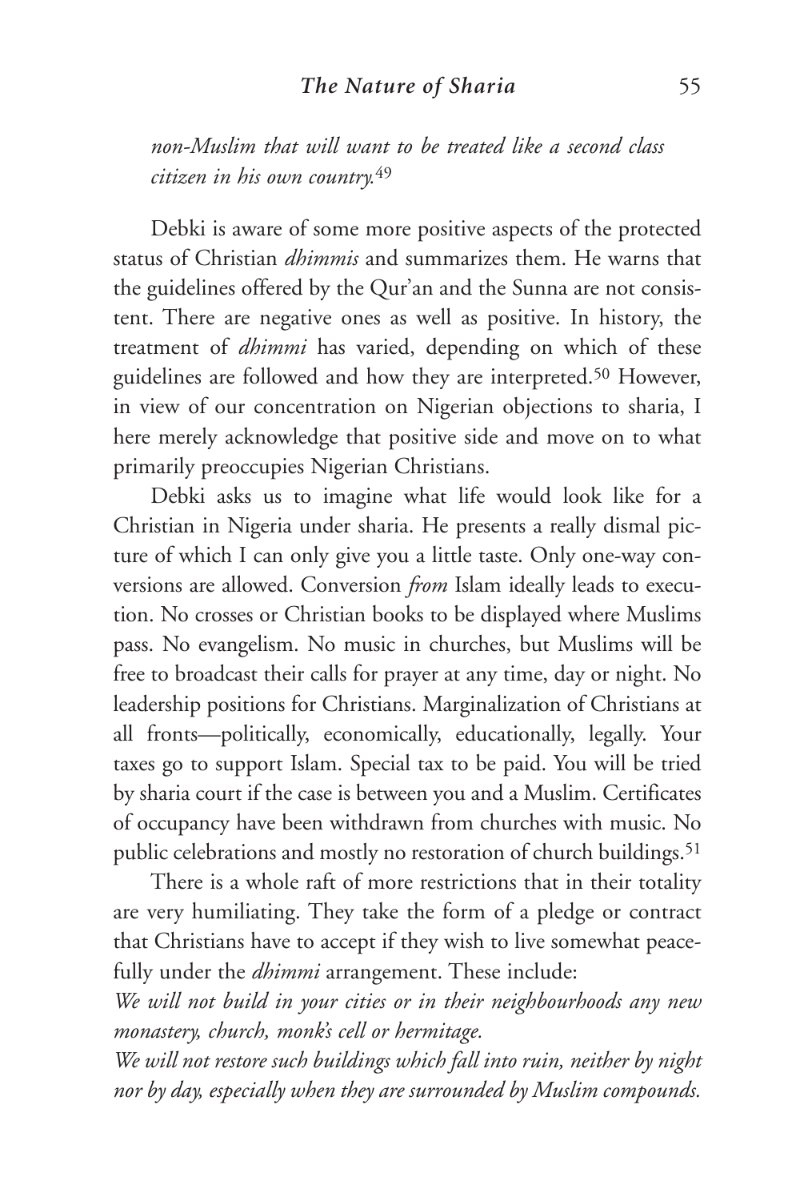*non-Muslim that will want to be treated like a second class citizen in his own country.*[49]

Debki is aware of some more positive aspects of the protected status of Christian *dhimmis* and summarizes them. He warns that the guidelines offered by the Qur'an and the Sunna are not consistent. There are negative ones as well as positive. In history, the treatment of *dhimmi* has varied, depending on which of these guidelines are followed and how they are interpreted.[50] However, in view of our concentration on Nigerian objections to sharia, I here merely acknowledge that positive side and move on to what primarily preoccupies Nigerian Christians.

Debki asks us to imagine what life would look like for a Christian in Nigeria under sharia. He presents a really dismal picture of which I can only give you a little taste. Only one-way conversions are allowed. Conversion *from* Islam ideally leads to execution. No crosses or Christian books to be displayed where Muslims pass. No evangelism. No music in churches, but Muslims will be free to broadcast their calls for prayer at any time, day or night. No leadership positions for Christians. Marginalization of Christians at all fronts—politically, economically, educationally, legally. Your taxes go to support Islam. Special tax to be paid. You will be tried by sharia court if the case is between you and a Muslim. Certificates of occupancy have been withdrawn from churches with music. No public celebrations and mostly no restoration of church buildings.[51]

There is a whole raft of more restrictions that in their totality are very humiliating. They take the form of a pledge or contract that Christians have to accept if they wish to live somewhat peacefully under the *dhimmi* arrangement. These include:

*We will not build in your cities or in their neighbourhoods any new monastery, church, monk's cell or hermitage.*

*We will not restore such buildings which fall into ruin, neither by night nor by day, especially when they are surrounded by Muslim compounds.*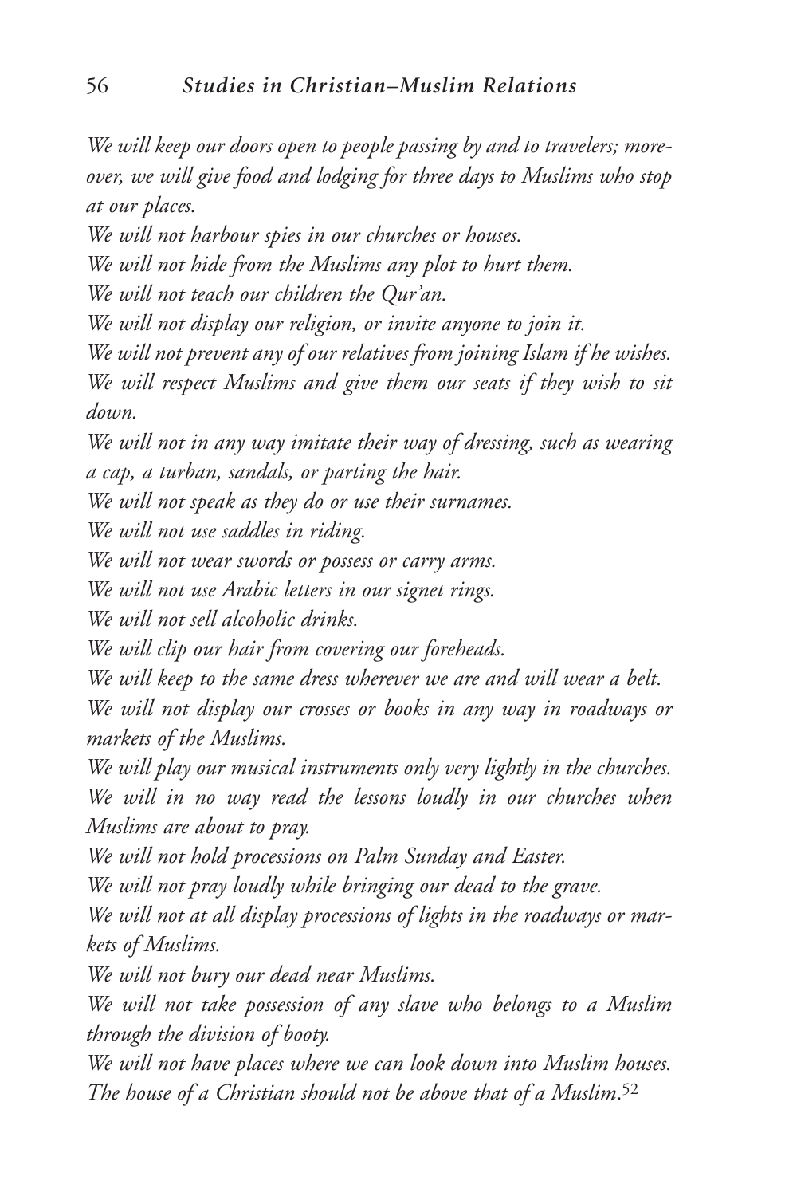*We will keep our doors open to people passing by and to travelers; moreover, we will give food and lodging for three days to Muslims who stop at our places.*

*We will not harbour spies in our churches or houses.*

*We will not hide from the Muslims any plot to hurt them.*

*We will not teach our children the Qur'an.*

*We will not display our religion, or invite anyone to join it.*

*We will not prevent any of our relatives from joining Islam if he wishes.*

*We will respect Muslims and give them our seats if they wish to sit down.*

*We will not in any way imitate their way of dressing, such as wearing a cap, a turban, sandals, or parting the hair.*

*We will not speak as they do or use their surnames.*

*We will not use saddles in riding.*

*We will not wear swords or possess or carry arms.*

*We will not use Arabic letters in our signet rings.*

*We will not sell alcoholic drinks.*

*We will clip our hair from covering our foreheads.*

*We will keep to the same dress wherever we are and will wear a belt.*

*We will not display our crosses or books in any way in roadways or markets of the Muslims.*

*We will play our musical instruments only very lightly in the churches.*

*We will in no way read the lessons loudly in our churches when Muslims are about to pray.*

*We will not hold processions on Palm Sunday and Easter.*

*We will not pray loudly while bringing our dead to the grave.*

*We will not at all display processions of lights in the roadways or markets of Muslims.*

*We will not bury our dead near Muslims.*

*We will not take possession of any slave who belongs to a Muslim through the division of booty.*

*We will not have places where we can look down into Muslim houses. The house of a Christian should not be above that of a Muslim.*[52]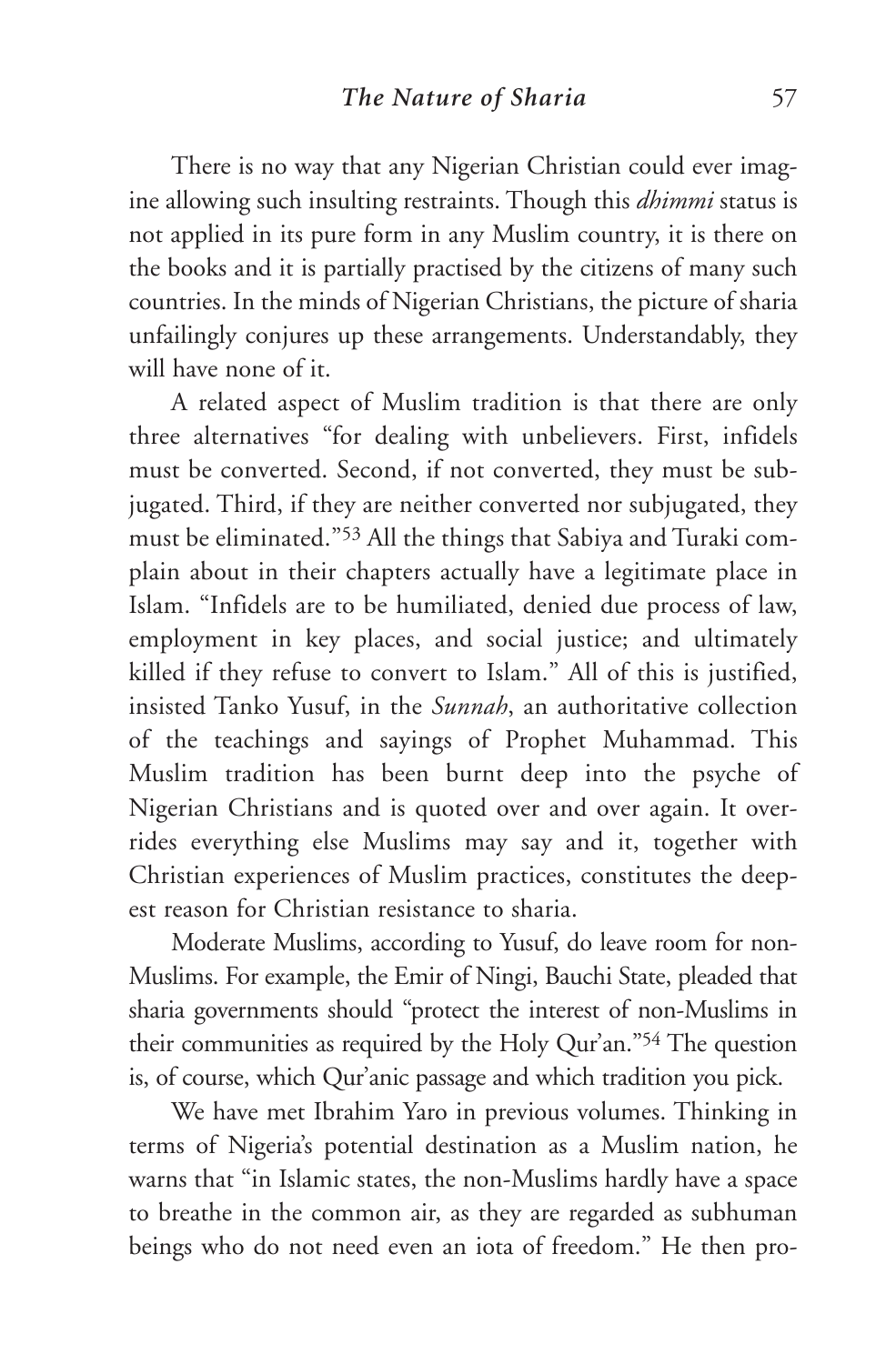There is no way that any Nigerian Christian could ever imagine allowing such insulting restraints. Though this *dhimmi* status is not applied in its pure form in any Muslim country, it is there on the books and it is partially practised by the citizens of many such countries. In the minds of Nigerian Christians, the picture of sharia unfailingly conjures up these arrangements. Understandably, they will have none of it.

A related aspect of Muslim tradition is that there are only three alternatives "for dealing with unbelievers. First, infidels must be converted. Second, if not converted, they must be subjugated. Third, if they are neither converted nor subjugated, they must be eliminated."[53] All the things that Sabiya and Turaki complain about in their chapters actually have a legitimate place in Islam. "Infidels are to be humiliated, denied due process of law, employment in key places, and social justice; and ultimately killed if they refuse to convert to Islam." All of this is justified, insisted Tanko Yusuf, in the *Sunnah*, an authoritative collection of the teachings and sayings of Prophet Muhammad. This Muslim tradition has been burnt deep into the psyche of Nigerian Christians and is quoted over and over again. It overrides everything else Muslims may say and it, together with Christian experiences of Muslim practices, constitutes the deepest reason for Christian resistance to sharia.

Moderate Muslims, according to Yusuf, do leave room for non-Muslims. For example, the Emir of Ningi, Bauchi State, pleaded that sharia governments should "protect the interest of non-Muslims in their communities as required by the Holy Qur'an."[54] The question is, of course, which Qur'anic passage and which tradition you pick.

We have met Ibrahim Yaro in previous volumes. Thinking in terms of Nigeria's potential destination as a Muslim nation, he warns that "in Islamic states, the non-Muslims hardly have a space to breathe in the common air, as they are regarded as subhuman beings who do not need even an iota of freedom." He then pro-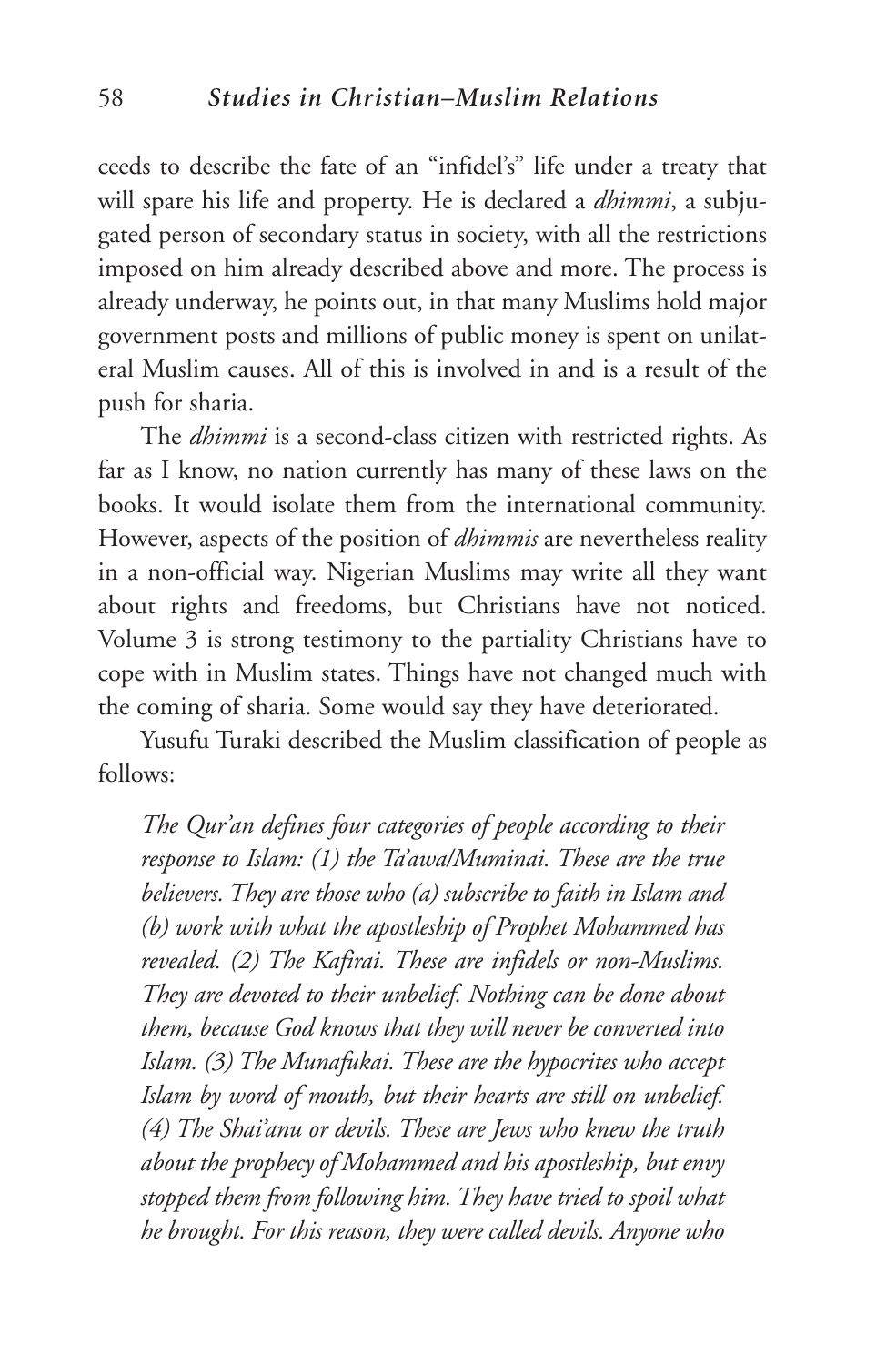ceeds to describe the fate of an "infidel's" life under a treaty that will spare his life and property. He is declared a *dhimmi*, a subjugated person of secondary status in society, with all the restrictions imposed on him already described above and more. The process is already underway, he points out, in that many Muslims hold major government posts and millions of public money is spent on unilateral Muslim causes. All of this is involved in and is a result of the push for sharia.

The *dhimmi* is a second-class citizen with restricted rights. As far as I know, no nation currently has many of these laws on the books. It would isolate them from the international community. However, aspects of the position of *dhimmis* are nevertheless reality in a non-official way. Nigerian Muslims may write all they want about rights and freedoms, but Christians have not noticed. Volume 3 is strong testimony to the partiality Christians have to cope with in Muslim states. Things have not changed much with the coming of sharia. Some would say they have deteriorated.

Yusufu Turaki described the Muslim classification of people as follows:

> *The Qur'an defines four categories of people according to their response to Islam: (1) the Ta'awa/Muminai. These are the true believers. They are those who (a) subscribe to faith in Islam and (b) work with what the apostleship of Prophet Mohammed has revealed. (2) The Kafirai. These are infidels or non-Muslims. They are devoted to their unbelief. Nothing can be done about them, because God knows that they will never be converted into Islam. (3) The Munafukai. These are the hypocrites who accept Islam by word of mouth, but their hearts are still on unbelief. (4) The Shai'anu or devils. These are Jews who knew the truth about the prophecy of Mohammed and his apostleship, but envy stopped them from following him. They have tried to spoil what he brought. For this reason, they were called devils. Anyone who*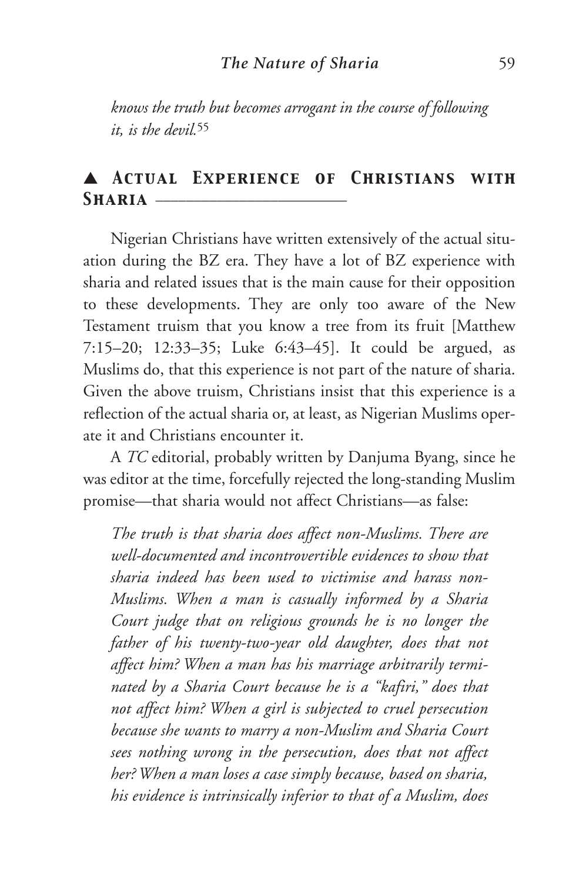*knows the truth but becomes arrogant in the course of following it, is the devil.*[55]

## ▲ Actual Experience of Christians with Sharia

Nigerian Christians have written extensively of the actual situation during the BZ era. They have a lot of BZ experience with sharia and related issues that is the main cause for their opposition to these developments. They are only too aware of the New Testament truism that you know a tree from its fruit [Matthew 7:15–20; 12:33–35; Luke 6:43–45]. It could be argued, as Muslims do, that this experience is not part of the nature of sharia. Given the above truism, Christians insist that this experience is a reflection of the actual sharia or, at least, as Nigerian Muslims operate it and Christians encounter it.

A *TC* editorial, probably written by Danjuma Byang, since he was editor at the time, forcefully rejected the long-standing Muslim promise—that sharia would not affect Christians—as false:

*The truth is that sharia does affect non-Muslims. There are well-documented and incontrovertible evidences to show that sharia indeed has been used to victimise and harass non-Muslims. When a man is casually informed by a Sharia Court judge that on religious grounds he is no longer the father of his twenty-two-year old daughter, does that not affect him? When a man has his marriage arbitrarily terminated by a Sharia Court because he is a "kafiri," does that not affect him? When a girl is subjected to cruel persecution because she wants to marry a non-Muslim and Sharia Court sees nothing wrong in the persecution, does that not affect her? When a man loses a case simply because, based on sharia, his evidence is intrinsically inferior to that of a Muslim, does*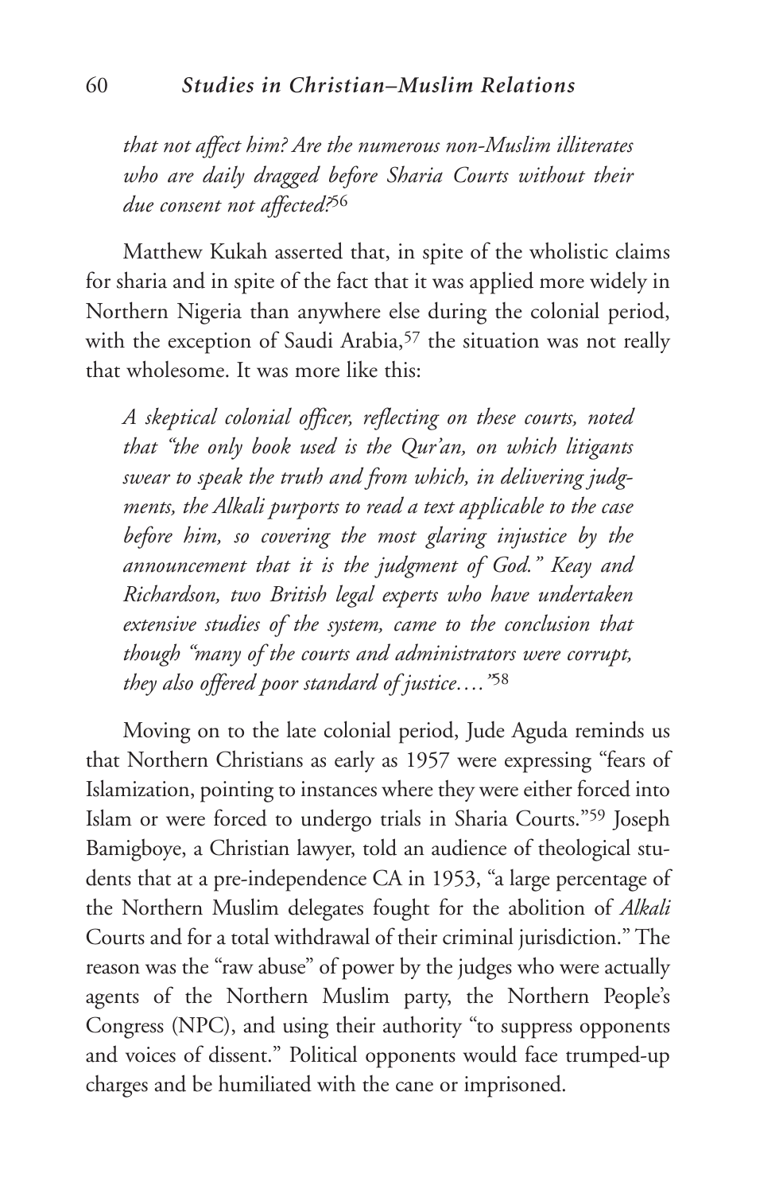*that not affect him? Are the numerous non-Muslim illiterates who are daily dragged before Sharia Courts without their due consent not affected?*[56]

Matthew Kukah asserted that, in spite of the wholistic claims for sharia and in spite of the fact that it was applied more widely in Northern Nigeria than anywhere else during the colonial period, with the exception of Saudi Arabia,[57] the situation was not really that wholesome. It was more like this:

*A skeptical colonial officer, reflecting on these courts, noted that "the only book used is the Qur'an, on which litigants swear to speak the truth and from which, in delivering judgments, the Alkali purports to read a text applicable to the case before him, so covering the most glaring injustice by the announcement that it is the judgment of God." Keay and Richardson, two British legal experts who have undertaken extensive studies of the system, came to the conclusion that though "many of the courts and administrators were corrupt, they also offered poor standard of justice…."*[58]

Moving on to the late colonial period, Jude Aguda reminds us that Northern Christians as early as 1957 were expressing "fears of Islamization, pointing to instances where they were either forced into Islam or were forced to undergo trials in Sharia Courts."[59] Joseph Bamigboye, a Christian lawyer, told an audience of theological students that at a pre-independence CA in 1953, "a large percentage of the Northern Muslim delegates fought for the abolition of *Alkali* Courts and for a total withdrawal of their criminal jurisdiction." The reason was the "raw abuse" of power by the judges who were actually agents of the Northern Muslim party, the Northern People's Congress (NPC), and using their authority "to suppress opponents and voices of dissent." Political opponents would face trumped-up charges and be humiliated with the cane or imprisoned.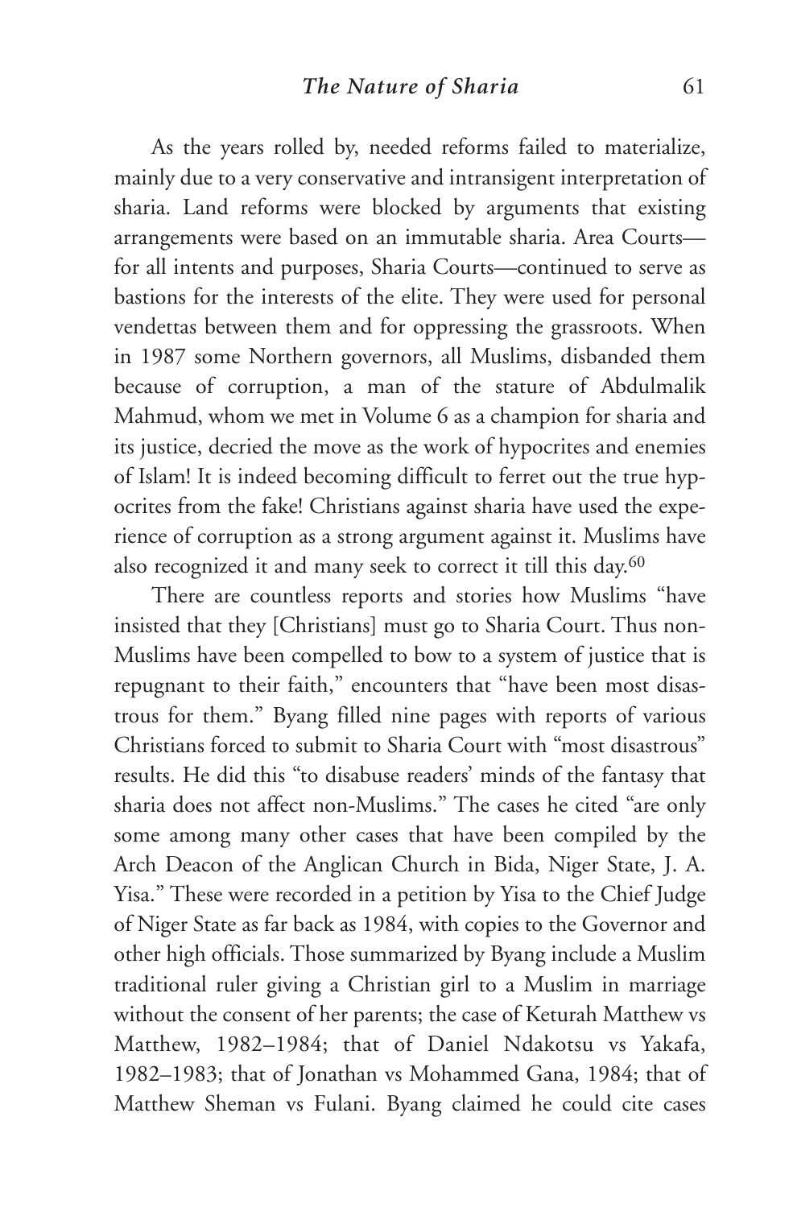As the years rolled by, needed reforms failed to materialize, mainly due to a very conservative and intransigent interpretation of sharia. Land reforms were blocked by arguments that existing arrangements were based on an immutable sharia. Area Courts—for all intents and purposes, Sharia Courts—continued to serve as bastions for the interests of the elite. They were used for personal vendettas between them and for oppressing the grassroots. When in 1987 some Northern governors, all Muslims, disbanded them because of corruption, a man of the stature of Abdulmalik Mahmud, whom we met in Volume 6 as a champion for sharia and its justice, decried the move as the work of hypocrites and enemies of Islam! It is indeed becoming difficult to ferret out the true hypocrites from the fake! Christians against sharia have used the experience of corruption as a strong argument against it. Muslims have also recognized it and many seek to correct it till this day.[60]

There are countless reports and stories how Muslims "have insisted that they [Christians] must go to Sharia Court. Thus non-Muslims have been compelled to bow to a system of justice that is repugnant to their faith," encounters that "have been most disastrous for them." Byang filled nine pages with reports of various Christians forced to submit to Sharia Court with "most disastrous" results. He did this "to disabuse readers' minds of the fantasy that sharia does not affect non-Muslims." The cases he cited "are only some among many other cases that have been compiled by the Arch Deacon of the Anglican Church in Bida, Niger State, J. A. Yisa." These were recorded in a petition by Yisa to the Chief Judge of Niger State as far back as 1984, with copies to the Governor and other high officials. Those summarized by Byang include a Muslim traditional ruler giving a Christian girl to a Muslim in marriage without the consent of her parents; the case of Keturah Matthew vs Matthew, 1982–1984; that of Daniel Ndakotsu vs Yakafa, 1982–1983; that of Jonathan vs Mohammed Gana, 1984; that of Matthew Sheman vs Fulani. Byang claimed he could cite cases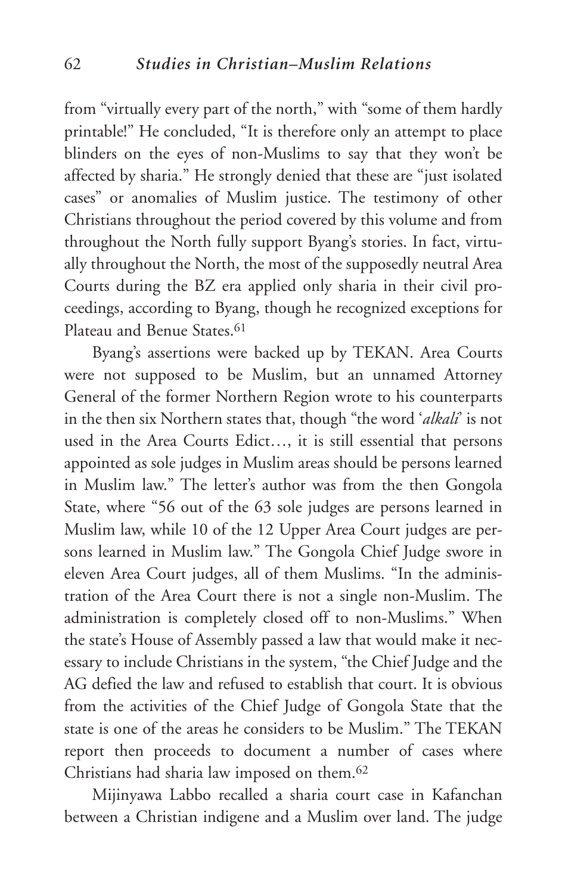from "virtually every part of the north," with "some of them hardly printable!" He concluded, "It is therefore only an attempt to place blinders on the eyes of non-Muslims to say that they won't be affected by sharia." He strongly denied that these are "just isolated cases" or anomalies of Muslim justice. The testimony of other Christians throughout the period covered by this volume and from throughout the North fully support Byang's stories. In fact, virtually throughout the North, the most of the supposedly neutral Area Courts during the BZ era applied only sharia in their civil proceedings, according to Byang, though he recognized exceptions for Plateau and Benue States.[61]

Byang's assertions were backed up by TEKAN. Area Courts were not supposed to be Muslim, but an unnamed Attorney General of the former Northern Region wrote to his counterparts in the then six Northern states that, though "the word '*alkali*' is not used in the Area Courts Edict…, it is still essential that persons appointed as sole judges in Muslim areas should be persons learned in Muslim law." The letter's author was from the then Gongola State, where "56 out of the 63 sole judges are persons learned in Muslim law, while 10 of the 12 Upper Area Court judges are persons learned in Muslim law." The Gongola Chief Judge swore in eleven Area Court judges, all of them Muslims. "In the administration of the Area Court there is not a single non-Muslim. The administration is completely closed off to non-Muslims." When the state's House of Assembly passed a law that would make it necessary to include Christians in the system, "the Chief Judge and the AG defied the law and refused to establish that court. It is obvious from the activities of the Chief Judge of Gongola State that the state is one of the areas he considers to be Muslim." The TEKAN report then proceeds to document a number of cases where Christians had sharia law imposed on them.[62]

Mijinyawa Labbo recalled a sharia court case in Kafanchan between a Christian indigene and a Muslim over land. The judge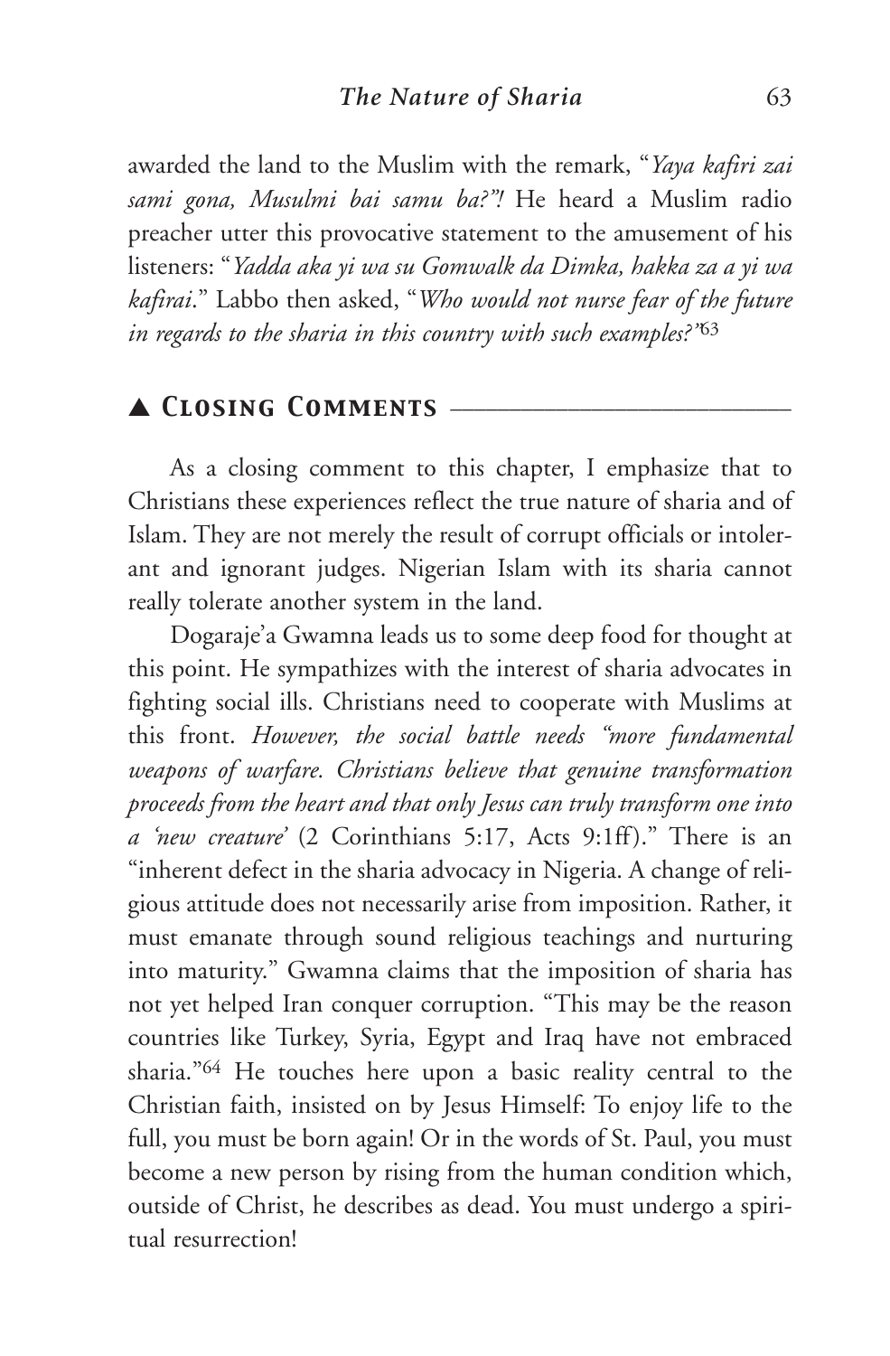awarded the land to the Muslim with the remark, "*Yaya kafiri zai sami gona, Musulmi bai samu ba?"!* He heard a Muslim radio preacher utter this provocative statement to the amusement of his listeners: "*Yadda aka yi wa su Gomwalk da Dimka, hakka za a yi wa kafirai*." Labbo then asked, "*Who would not nurse fear of the future in regards to the sharia in this country with such examples?"*[63]

## ▲ Closing Comments

As a closing comment to this chapter, I emphasize that to Christians these experiences reflect the true nature of sharia and of Islam. They are not merely the result of corrupt officials or intolerant and ignorant judges. Nigerian Islam with its sharia cannot really tolerate another system in the land.

Dogaraje'a Gwamna leads us to some deep food for thought at this point. He sympathizes with the interest of sharia advocates in fighting social ills. Christians need to cooperate with Muslims at this front. *However, the social battle needs "more fundamental weapons of warfare. Christians believe that genuine transformation proceeds from the heart and that only Jesus can truly transform one into a 'new creature'* (2 Corinthians 5:17, Acts 9:1ff)." There is an "inherent defect in the sharia advocacy in Nigeria. A change of religious attitude does not necessarily arise from imposition. Rather, it must emanate through sound religious teachings and nurturing into maturity." Gwamna claims that the imposition of sharia has not yet helped Iran conquer corruption. "This may be the reason countries like Turkey, Syria, Egypt and Iraq have not embraced sharia."[64] He touches here upon a basic reality central to the Christian faith, insisted on by Jesus Himself: To enjoy life to the full, you must be born again! Or in the words of St. Paul, you must become a new person by rising from the human condition which, outside of Christ, he describes as dead. You must undergo a spiritual resurrection!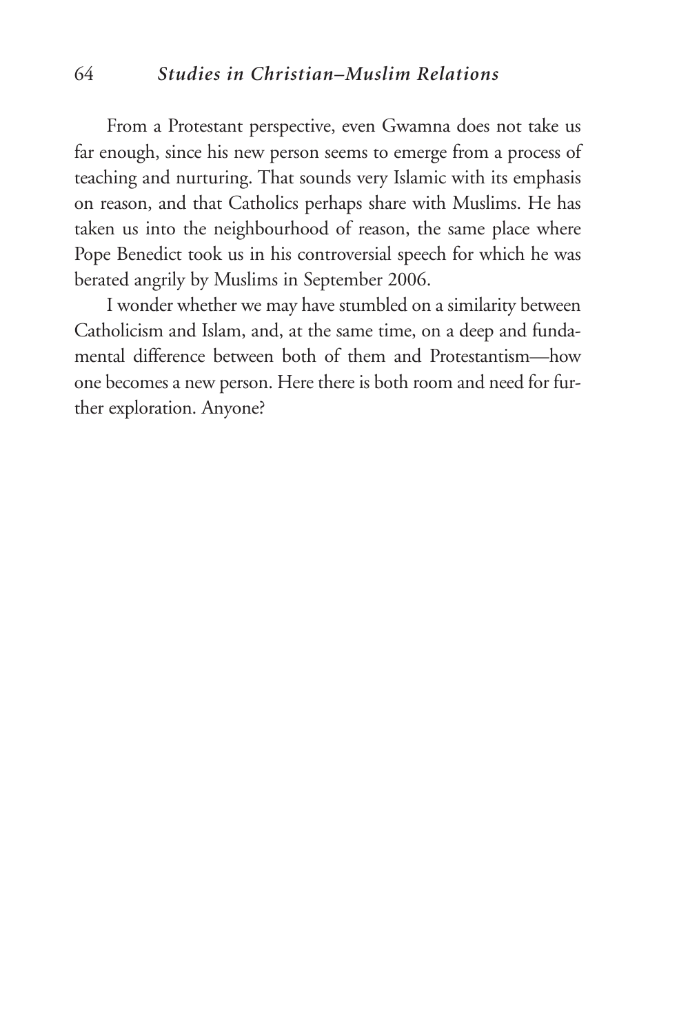From a Protestant perspective, even Gwamna does not take us far enough, since his new person seems to emerge from a process of teaching and nurturing. That sounds very Islamic with its emphasis on reason, and that Catholics perhaps share with Muslims. He has taken us into the neighbourhood of reason, the same place where Pope Benedict took us in his controversial speech for which he was berated angrily by Muslims in September 2006.

I wonder whether we may have stumbled on a similarity between Catholicism and Islam, and, at the same time, on a deep and fundamental difference between both of them and Protestantism—how one becomes a new person. Here there is both room and need for further exploration. Anyone?